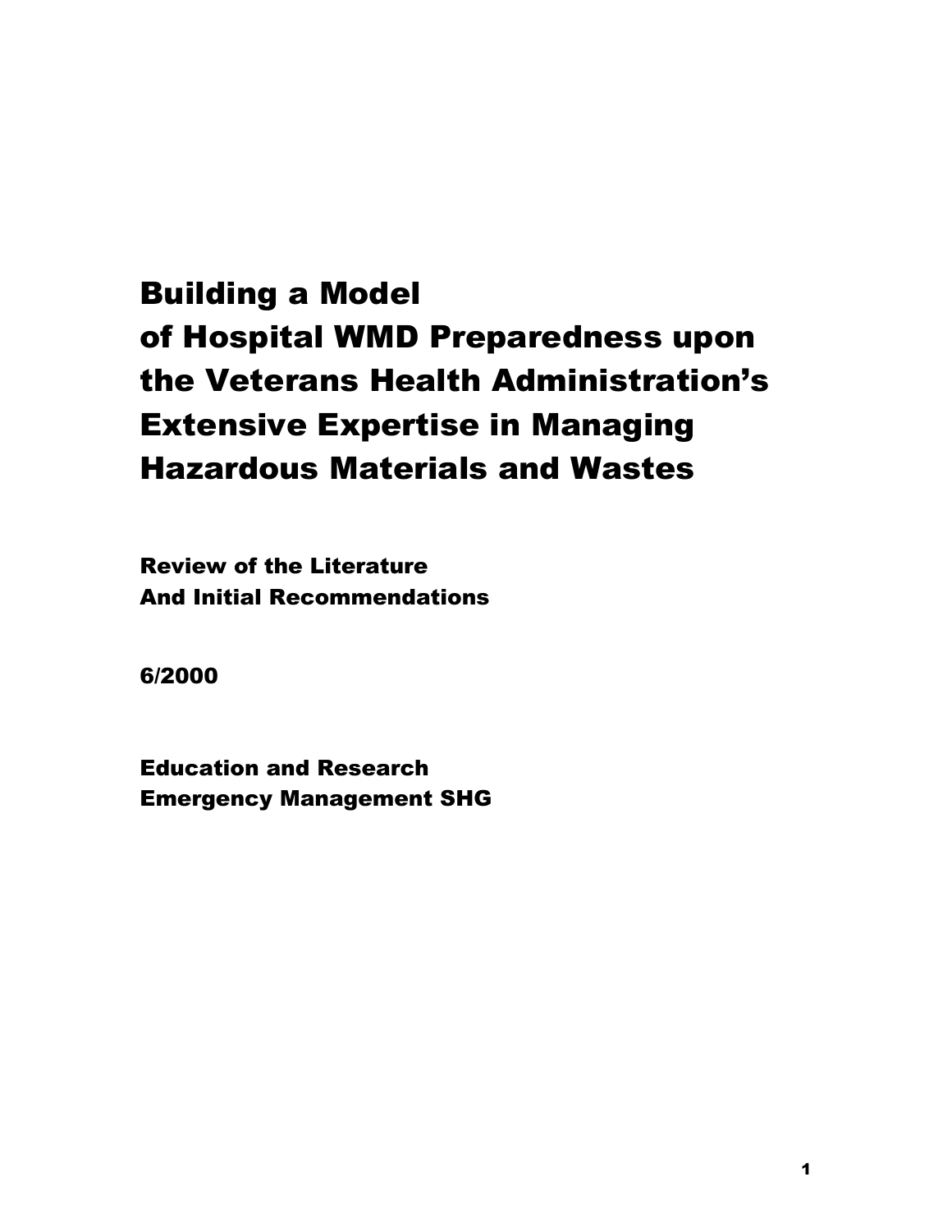# Building a Model of Hospital WMD Preparedness upon the Veterans Health Administration's Extensive Expertise in Managing Hazardous Materials and Wastes

**Review of the Literature**
**And Initial Recommendations**

**6/2000**

**Education and Research**
**Emergency Management SHG**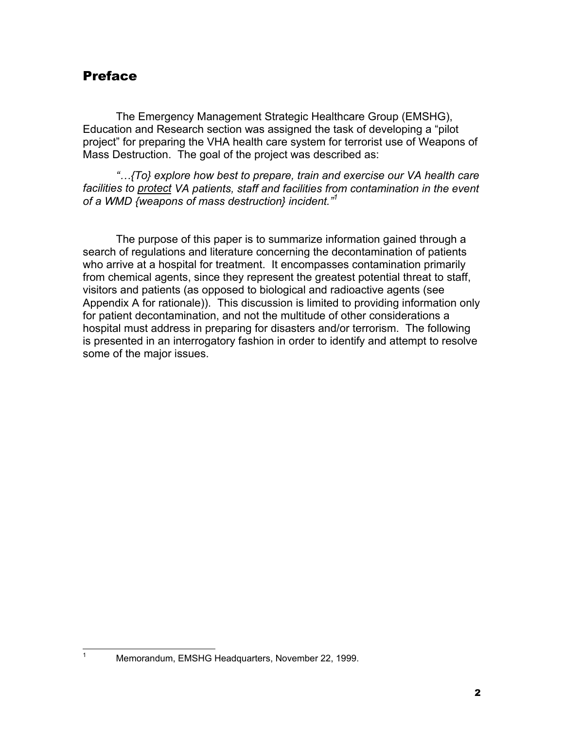## Preface

The Emergency Management Strategic Healthcare Group (EMSHG), Education and Research section was assigned the task of developing a "pilot project" for preparing the VHA health care system for terrorist use of Weapons of Mass Destruction. The goal of the project was described as:

*"…{To} explore how best to prepare, train and exercise our VA health care facilities to <u>protect</u> VA patients, staff and facilities from contamination in the event of a WMD {weapons of mass destruction} incident."*[1]

The purpose of this paper is to summarize information gained through a search of regulations and literature concerning the decontamination of patients who arrive at a hospital for treatment. It encompasses contamination primarily from chemical agents, since they represent the greatest potential threat to staff, visitors and patients (as opposed to biological and radioactive agents (see Appendix A for rationale)). This discussion is limited to providing information only for patient decontamination, and not the multitude of other considerations a hospital must address in preparing for disasters and/or terrorism. The following is presented in an interrogatory fashion in order to identify and attempt to resolve some of the major issues.

---

[1] Memorandum, EMSHG Headquarters, November 22, 1999.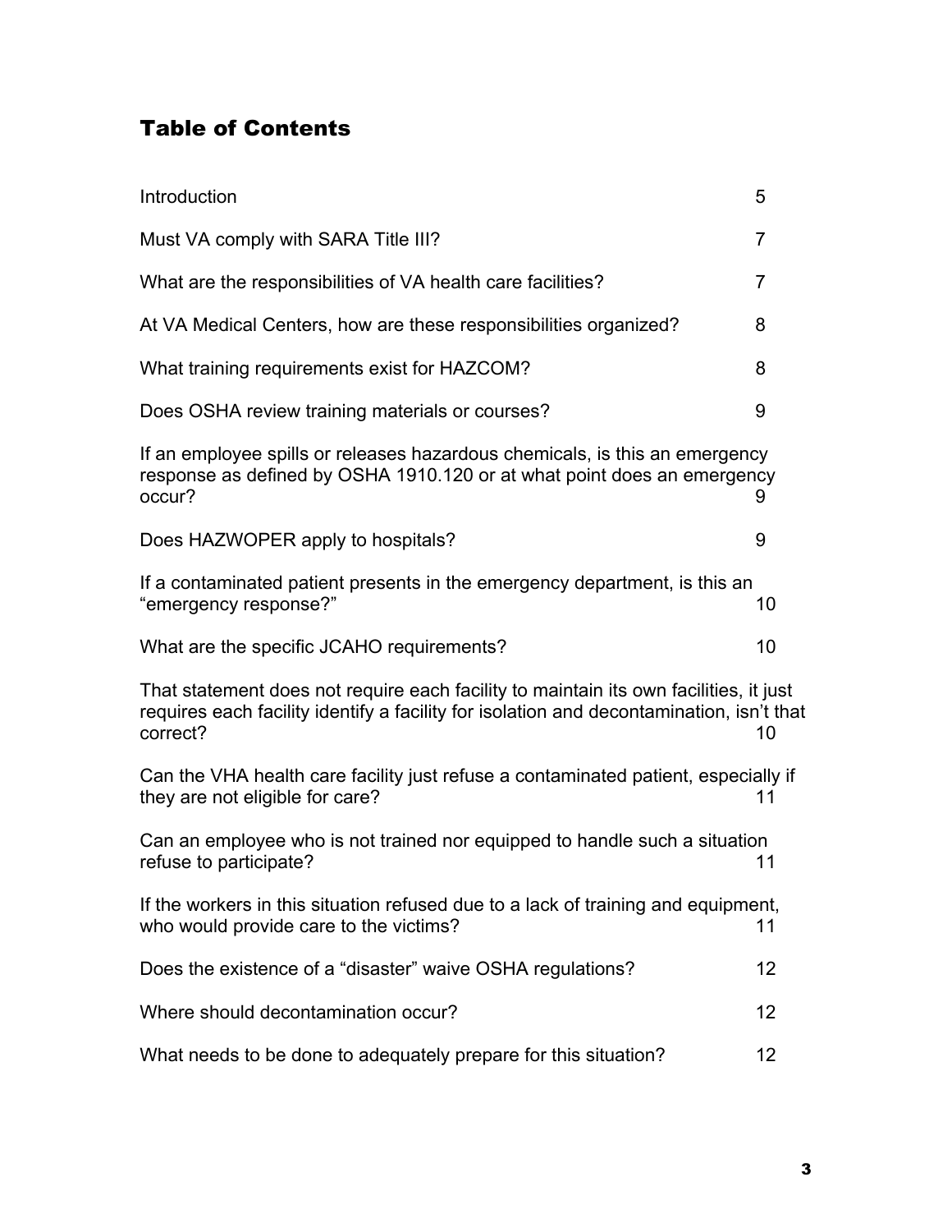# Table of Contents

| | |
|---|---|
| Introduction | 5 |
| Must VA comply with SARA Title III? | 7 |
| What are the responsibilities of VA health care facilities? | 7 |
| At VA Medical Centers, how are these responsibilities organized? | 8 |
| What training requirements exist for HAZCOM? | 8 |
| Does OSHA review training materials or courses? | 9 |
| If an employee spills or releases hazardous chemicals, is this an emergency response as defined by OSHA 1910.120 or at what point does an emergency occur? | 9 |
| Does HAZWOPER apply to hospitals? | 9 |
| If a contaminated patient presents in the emergency department, is this an "emergency response?" | 10 |
| What are the specific JCAHO requirements? | 10 |
| That statement does not require each facility to maintain its own facilities, it just requires each facility identify a facility for isolation and decontamination, isn't that correct? | 10 |
| Can the VHA health care facility just refuse a contaminated patient, especially if they are not eligible for care? | 11 |
| Can an employee who is not trained nor equipped to handle such a situation refuse to participate? | 11 |
| If the workers in this situation refused due to a lack of training and equipment, who would provide care to the victims? | 11 |
| Does the existence of a "disaster" waive OSHA regulations? | 12 |
| Where should decontamination occur? | 12 |
| What needs to be done to adequately prepare for this situation? | 12 |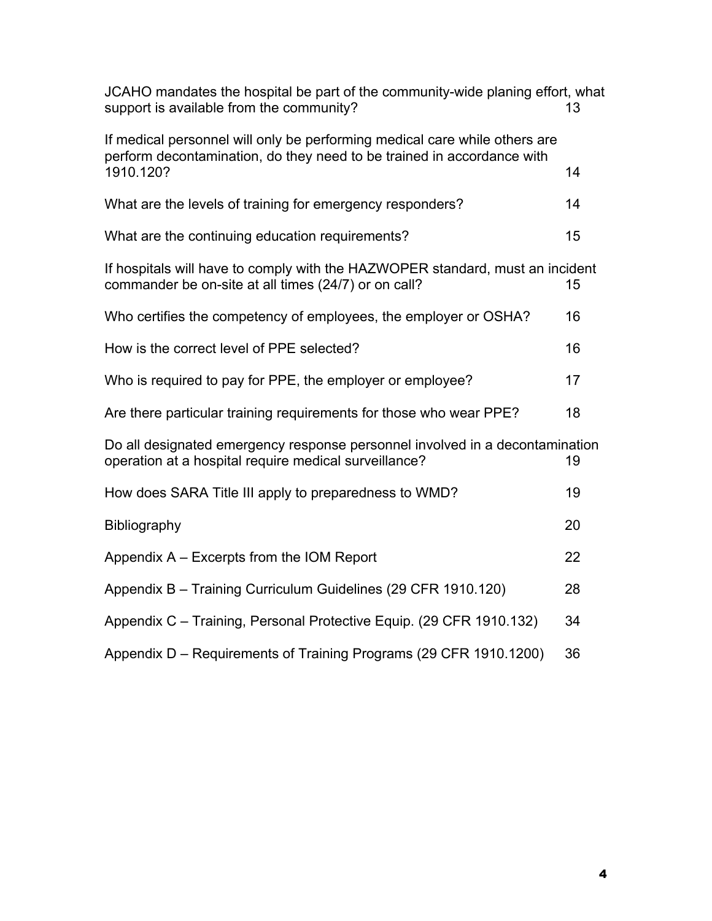| | |
|---|---|
| JCAHO mandates the hospital be part of the community-wide planing effort, what support is available from the community? | 13 |
| If medical personnel will only be performing medical care while others are perform decontamination, do they need to be trained in accordance with 1910.120? | 14 |
| What are the levels of training for emergency responders? | 14 |
| What are the continuing education requirements? | 15 |
| If hospitals will have to comply with the HAZWOPER standard, must an incident commander be on-site at all times (24/7) or on call? | 15 |
| Who certifies the competency of employees, the employer or OSHA? | 16 |
| How is the correct level of PPE selected? | 16 |
| Who is required to pay for PPE, the employer or employee? | 17 |
| Are there particular training requirements for those who wear PPE? | 18 |
| Do all designated emergency response personnel involved in a decontamination operation at a hospital require medical surveillance? | 19 |
| How does SARA Title III apply to preparedness to WMD? | 19 |
| Bibliography | 20 |
| Appendix A – Excerpts from the IOM Report | 22 |
| Appendix B – Training Curriculum Guidelines (29 CFR 1910.120) | 28 |
| Appendix C – Training, Personal Protective Equip. (29 CFR 1910.132) | 34 |
| Appendix D – Requirements of Training Programs (29 CFR 1910.1200) | 36 |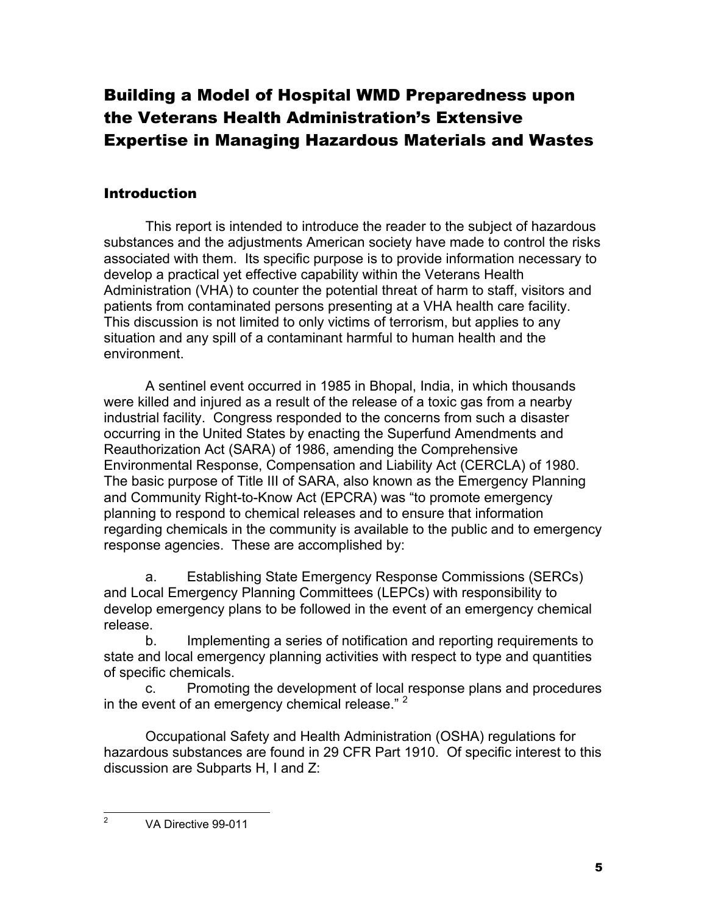# Building a Model of Hospital WMD Preparedness upon the Veterans Health Administration's Extensive Expertise in Managing Hazardous Materials and Wastes

## Introduction

This report is intended to introduce the reader to the subject of hazardous substances and the adjustments American society have made to control the risks associated with them. Its specific purpose is to provide information necessary to develop a practical yet effective capability within the Veterans Health Administration (VHA) to counter the potential threat of harm to staff, visitors and patients from contaminated persons presenting at a VHA health care facility. This discussion is not limited to only victims of terrorism, but applies to any situation and any spill of a contaminant harmful to human health and the environment.

A sentinel event occurred in 1985 in Bhopal, India, in which thousands were killed and injured as a result of the release of a toxic gas from a nearby industrial facility. Congress responded to the concerns from such a disaster occurring in the United States by enacting the Superfund Amendments and Reauthorization Act (SARA) of 1986, amending the Comprehensive Environmental Response, Compensation and Liability Act (CERCLA) of 1980. The basic purpose of Title III of SARA, also known as the Emergency Planning and Community Right-to-Know Act (EPCRA) was "to promote emergency planning to respond to chemical releases and to ensure that information regarding chemicals in the community is available to the public and to emergency response agencies. These are accomplished by:

a. Establishing State Emergency Response Commissions (SERCs) and Local Emergency Planning Committees (LEPCs) with responsibility to develop emergency plans to be followed in the event of an emergency chemical release.

b. Implementing a series of notification and reporting requirements to state and local emergency planning activities with respect to type and quantities of specific chemicals.

c. Promoting the development of local response plans and procedures in the event of an emergency chemical release." [2]

Occupational Safety and Health Administration (OSHA) regulations for hazardous substances are found in 29 CFR Part 1910. Of specific interest to this discussion are Subparts H, I and Z:

---

[2] VA Directive 99-011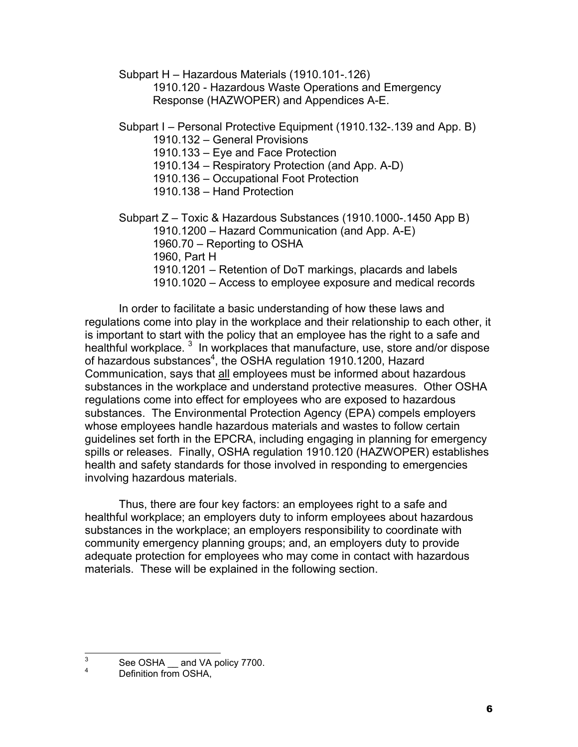Subpart H – Hazardous Materials (1910.101-.126)
- 1910.120 - Hazardous Waste Operations and Emergency Response (HAZWOPER) and Appendices A-E.

Subpart I – Personal Protective Equipment (1910.132-.139 and App. B)
- 1910.132 – General Provisions
- 1910.133 – Eye and Face Protection
- 1910.134 – Respiratory Protection (and App. A-D)
- 1910.136 – Occupational Foot Protection
- 1910.138 – Hand Protection

Subpart Z – Toxic & Hazardous Substances (1910.1000-.1450 App B)
- 1910.1200 – Hazard Communication (and App. A-E)
- 1960.70 – Reporting to OSHA
- 1960, Part H
- 1910.1201 – Retention of DoT markings, placards and labels
- 1910.1020 – Access to employee exposure and medical records

In order to facilitate a basic understanding of how these laws and regulations come into play in the workplace and their relationship to each other, it is important to start with the policy that an employee has the right to a safe and healthful workplace. [3] In workplaces that manufacture, use, store and/or dispose of hazardous substances[4], the OSHA regulation 1910.1200, Hazard Communication, says that <u>all</u> employees must be informed about hazardous substances in the workplace and understand protective measures. Other OSHA regulations come into effect for employees who are exposed to hazardous substances. The Environmental Protection Agency (EPA) compels employers whose employees handle hazardous materials and wastes to follow certain guidelines set forth in the EPCRA, including engaging in planning for emergency spills or releases. Finally, OSHA regulation 1910.120 (HAZWOPER) establishes health and safety standards for those involved in responding to emergencies involving hazardous materials.

Thus, there are four key factors: an employees right to a safe and healthful workplace; an employers duty to inform employees about hazardous substances in the workplace; an employers responsibility to coordinate with community emergency planning groups; and, an employers duty to provide adequate protection for employees who may come in contact with hazardous materials. These will be explained in the following section.

---

[3] See OSHA __ and VA policy 7700.

[4] Definition from OSHA,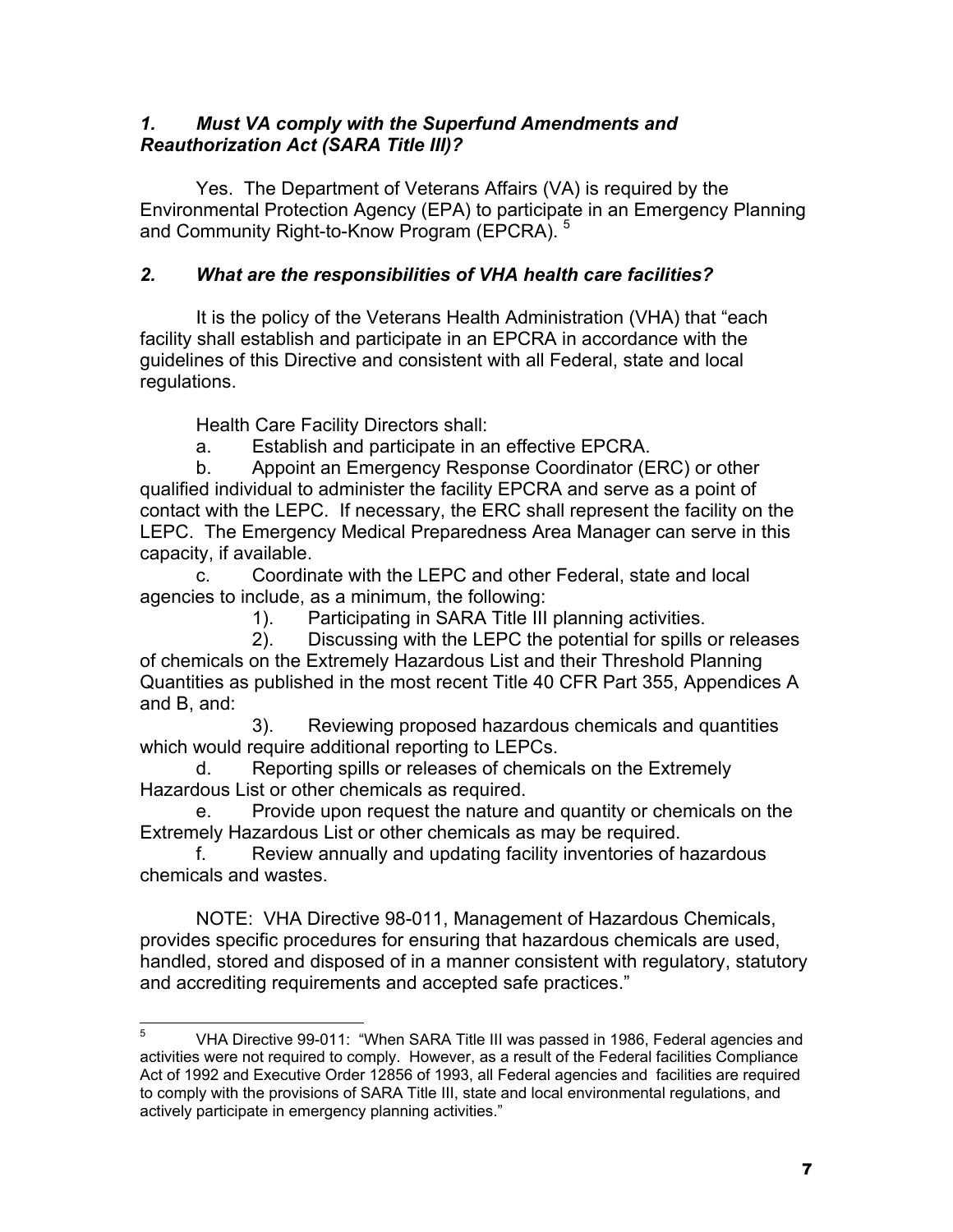### *1. Must VA comply with the Superfund Amendments and Reauthorization Act (SARA Title III)?*

Yes. The Department of Veterans Affairs (VA) is required by the Environmental Protection Agency (EPA) to participate in an Emergency Planning and Community Right-to-Know Program (EPCRA). [5]

### *2. What are the responsibilities of VHA health care facilities?*

It is the policy of the Veterans Health Administration (VHA) that "each facility shall establish and participate in an EPCRA in accordance with the guidelines of this Directive and consistent with all Federal, state and local regulations.

Health Care Facility Directors shall:

a. Establish and participate in an effective EPCRA.

b. Appoint an Emergency Response Coordinator (ERC) or other qualified individual to administer the facility EPCRA and serve as a point of contact with the LEPC. If necessary, the ERC shall represent the facility on the LEPC. The Emergency Medical Preparedness Area Manager can serve in this capacity, if available.

c. Coordinate with the LEPC and other Federal, state and local agencies to include, as a minimum, the following:

1). Participating in SARA Title III planning activities.

2). Discussing with the LEPC the potential for spills or releases of chemicals on the Extremely Hazardous List and their Threshold Planning Quantities as published in the most recent Title 40 CFR Part 355, Appendices A and B, and:

3). Reviewing proposed hazardous chemicals and quantities which would require additional reporting to LEPCs.

d. Reporting spills or releases of chemicals on the Extremely Hazardous List or other chemicals as required.

e. Provide upon request the nature and quantity or chemicals on the Extremely Hazardous List or other chemicals as may be required.

f. Review annually and updating facility inventories of hazardous chemicals and wastes.

NOTE: VHA Directive 98-011, Management of Hazardous Chemicals, provides specific procedures for ensuring that hazardous chemicals are used, handled, stored and disposed of in a manner consistent with regulatory, statutory and accrediting requirements and accepted safe practices."

---

[5] VHA Directive 99-011: "When SARA Title III was passed in 1986, Federal agencies and activities were not required to comply. However, as a result of the Federal facilities Compliance Act of 1992 and Executive Order 12856 of 1993, all Federal agencies and facilities are required to comply with the provisions of SARA Title III, state and local environmental regulations, and actively participate in emergency planning activities."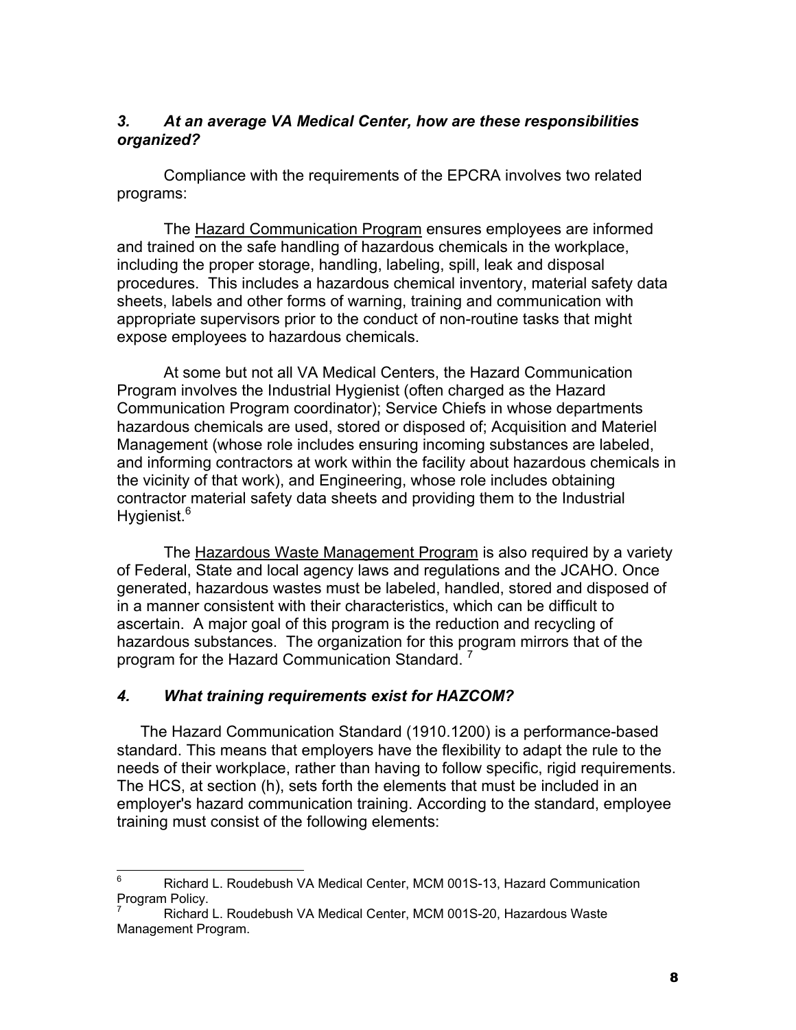### *3. At an average VA Medical Center, how are these responsibilities organized?*

Compliance with the requirements of the EPCRA involves two related programs:

The Hazard Communication Program ensures employees are informed and trained on the safe handling of hazardous chemicals in the workplace, including the proper storage, handling, labeling, spill, leak and disposal procedures. This includes a hazardous chemical inventory, material safety data sheets, labels and other forms of warning, training and communication with appropriate supervisors prior to the conduct of non-routine tasks that might expose employees to hazardous chemicals.

At some but not all VA Medical Centers, the Hazard Communication Program involves the Industrial Hygienist (often charged as the Hazard Communication Program coordinator); Service Chiefs in whose departments hazardous chemicals are used, stored or disposed of; Acquisition and Materiel Management (whose role includes ensuring incoming substances are labeled, and informing contractors at work within the facility about hazardous chemicals in the vicinity of that work), and Engineering, whose role includes obtaining contractor material safety data sheets and providing them to the Industrial Hygienist.[6]

The Hazardous Waste Management Program is also required by a variety of Federal, State and local agency laws and regulations and the JCAHO. Once generated, hazardous wastes must be labeled, handled, stored and disposed of in a manner consistent with their characteristics, which can be difficult to ascertain. A major goal of this program is the reduction and recycling of hazardous substances. The organization for this program mirrors that of the program for the Hazard Communication Standard. [7]

### *4. What training requirements exist for HAZCOM?*

The Hazard Communication Standard (1910.1200) is a performance-based standard. This means that employers have the flexibility to adapt the rule to the needs of their workplace, rather than having to follow specific, rigid requirements. The HCS, at section (h), sets forth the elements that must be included in an employer's hazard communication training. According to the standard, employee training must consist of the following elements:

---

[6] Richard L. Roudebush VA Medical Center, MCM 001S-13, Hazard Communication Program Policy.

[7] Richard L. Roudebush VA Medical Center, MCM 001S-20, Hazardous Waste Management Program.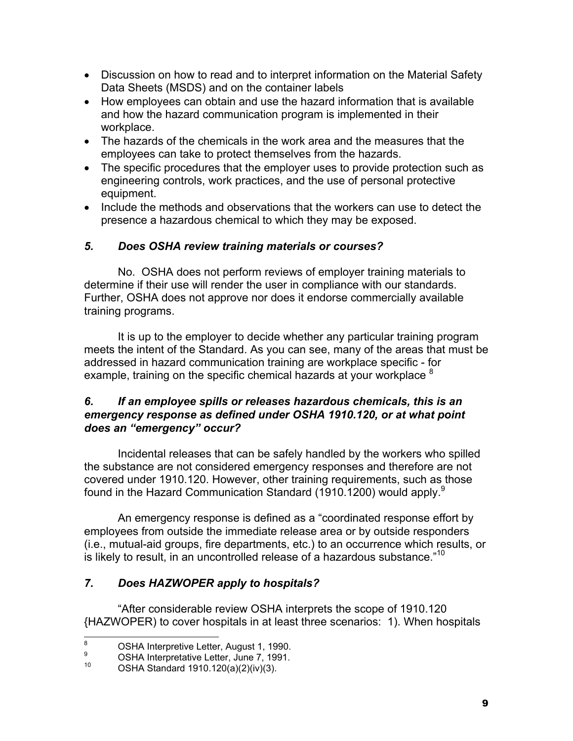- Discussion on how to read and to interpret information on the Material Safety Data Sheets (MSDS) and on the container labels
- How employees can obtain and use the hazard information that is available and how the hazard communication program is implemented in their workplace.
- The hazards of the chemicals in the work area and the measures that the employees can take to protect themselves from the hazards.
- The specific procedures that the employer uses to provide protection such as engineering controls, work practices, and the use of personal protective equipment.
- Include the methods and observations that the workers can use to detect the presence a hazardous chemical to which they may be exposed.

### *5. Does OSHA review training materials or courses?*

No. OSHA does not perform reviews of employer training materials to determine if their use will render the user in compliance with our standards. Further, OSHA does not approve nor does it endorse commercially available training programs.

It is up to the employer to decide whether any particular training program meets the intent of the Standard. As you can see, many of the areas that must be addressed in hazard communication training are workplace specific - for example, training on the specific chemical hazards at your workplace [8]

### *6. If an employee spills or releases hazardous chemicals, this is an emergency response as defined under OSHA 1910.120, or at what point does an "emergency" occur?*

Incidental releases that can be safely handled by the workers who spilled the substance are not considered emergency responses and therefore are not covered under 1910.120. However, other training requirements, such as those found in the Hazard Communication Standard (1910.1200) would apply.[9]

An emergency response is defined as a "coordinated response effort by employees from outside the immediate release area or by outside responders (i.e., mutual-aid groups, fire departments, etc.) to an occurrence which results, or is likely to result, in an uncontrolled release of a hazardous substance."[10]

### *7. Does HAZWOPER apply to hospitals?*

"After considerable review OSHA interprets the scope of 1910.120 {HAZWOPER) to cover hospitals in at least three scenarios: 1). When hospitals

---

[8] OSHA Interpretive Letter, August 1, 1990.

[9] OSHA Interpretative Letter, June 7, 1991.

[10] OSHA Standard 1910.120(a)(2)(iv)(3).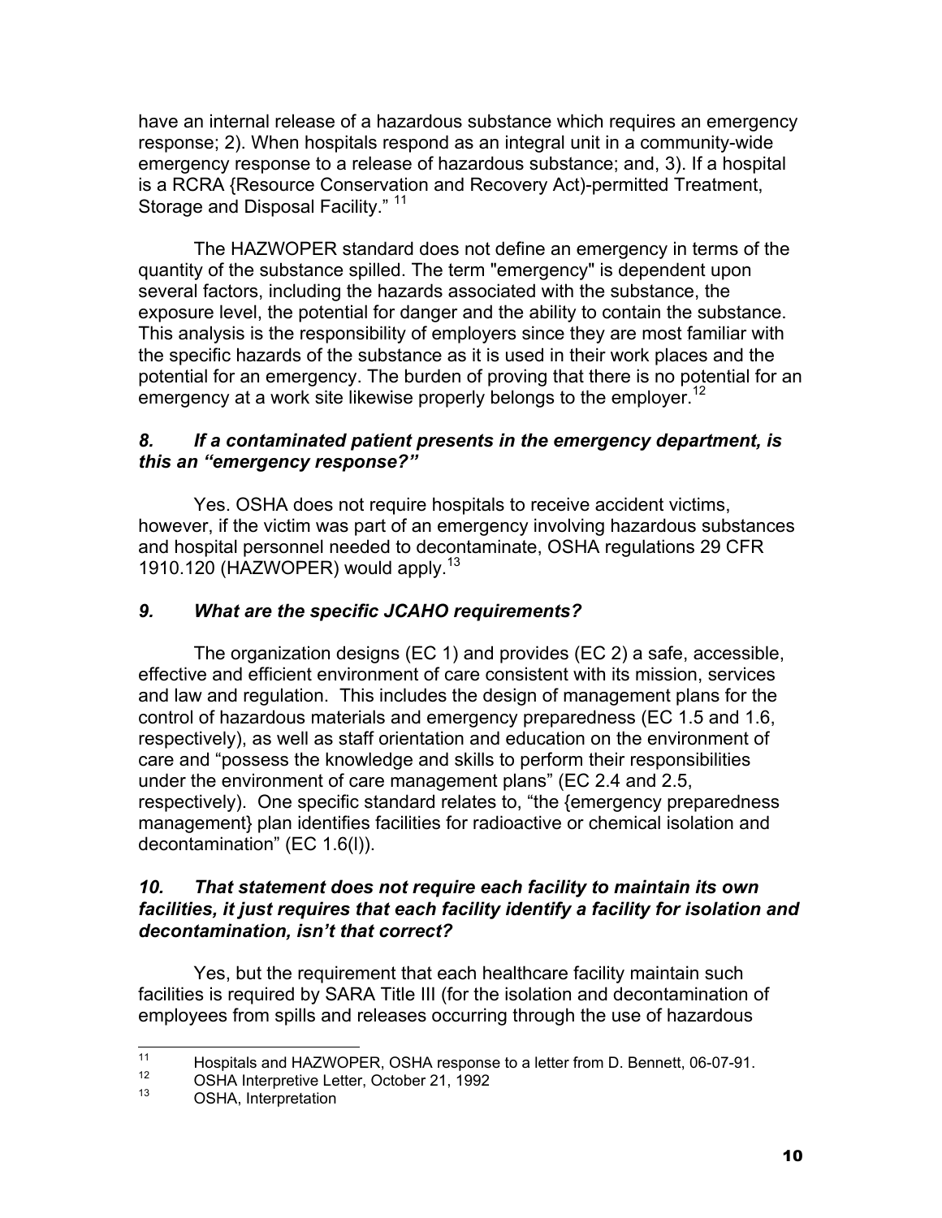have an internal release of a hazardous substance which requires an emergency response; 2). When hospitals respond as an integral unit in a community-wide emergency response to a release of hazardous substance; and, 3). If a hospital is a RCRA {Resource Conservation and Recovery Act)-permitted Treatment, Storage and Disposal Facility." [11]

The HAZWOPER standard does not define an emergency in terms of the quantity of the substance spilled. The term "emergency" is dependent upon several factors, including the hazards associated with the substance, the exposure level, the potential for danger and the ability to contain the substance. This analysis is the responsibility of employers since they are most familiar with the specific hazards of the substance as it is used in their work places and the potential for an emergency. The burden of proving that there is no potential for an emergency at a work site likewise properly belongs to the employer.[12]

### *8. If a contaminated patient presents in the emergency department, is this an "emergency response?"*

Yes. OSHA does not require hospitals to receive accident victims, however, if the victim was part of an emergency involving hazardous substances and hospital personnel needed to decontaminate, OSHA regulations 29 CFR 1910.120 (HAZWOPER) would apply.[13]

### *9. What are the specific JCAHO requirements?*

The organization designs (EC 1) and provides (EC 2) a safe, accessible, effective and efficient environment of care consistent with its mission, services and law and regulation. This includes the design of management plans for the control of hazardous materials and emergency preparedness (EC 1.5 and 1.6, respectively), as well as staff orientation and education on the environment of care and "possess the knowledge and skills to perform their responsibilities under the environment of care management plans" (EC 2.4 and 2.5, respectively). One specific standard relates to, "the {emergency preparedness management} plan identifies facilities for radioactive or chemical isolation and decontamination" (EC 1.6(l)).

### *10. That statement does not require each facility to maintain its own facilities, it just requires that each facility identify a facility for isolation and decontamination, isn't that correct?*

Yes, but the requirement that each healthcare facility maintain such facilities is required by SARA Title III (for the isolation and decontamination of employees from spills and releases occurring through the use of hazardous

---

[11] Hospitals and HAZWOPER, OSHA response to a letter from D. Bennett, 06-07-91.

[12] OSHA Interpretive Letter, October 21, 1992

[13] OSHA, Interpretation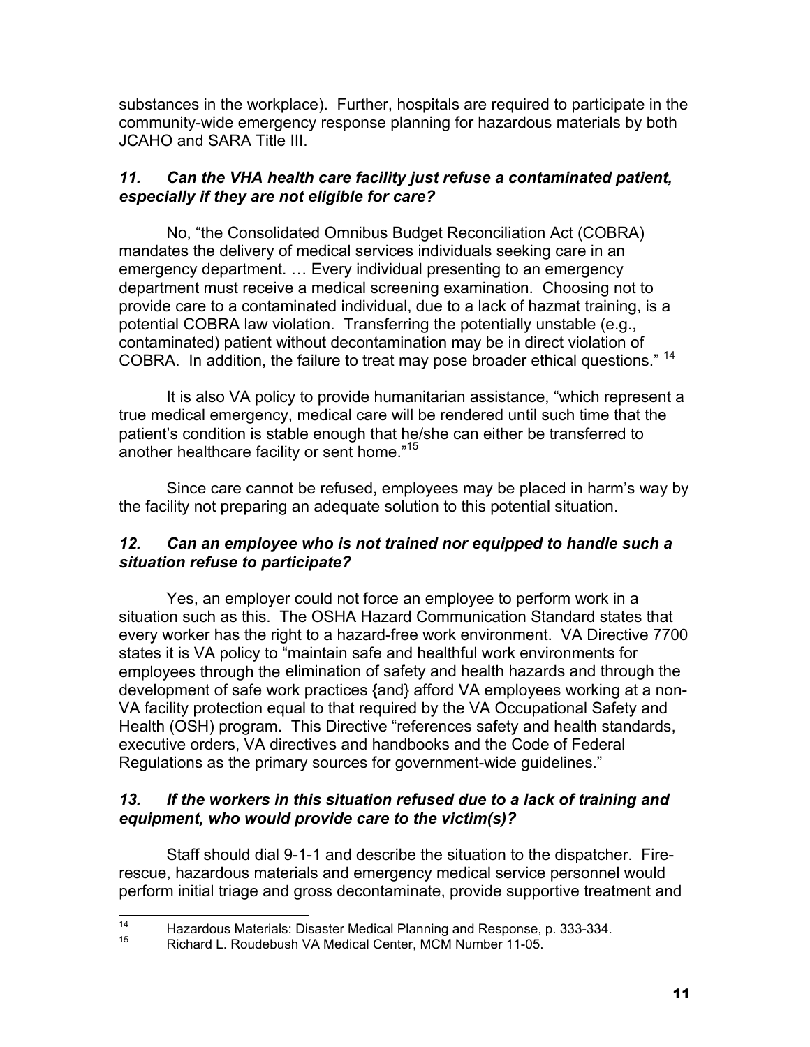substances in the workplace). Further, hospitals are required to participate in the community-wide emergency response planning for hazardous materials by both JCAHO and SARA Title III.

### *11. Can the VHA health care facility just refuse a contaminated patient, especially if they are not eligible for care?*

No, "the Consolidated Omnibus Budget Reconciliation Act (COBRA) mandates the delivery of medical services individuals seeking care in an emergency department. … Every individual presenting to an emergency department must receive a medical screening examination. Choosing not to provide care to a contaminated individual, due to a lack of hazmat training, is a potential COBRA law violation. Transferring the potentially unstable (e.g., contaminated) patient without decontamination may be in direct violation of COBRA. In addition, the failure to treat may pose broader ethical questions." [14]

It is also VA policy to provide humanitarian assistance, "which represent a true medical emergency, medical care will be rendered until such time that the patient's condition is stable enough that he/she can either be transferred to another healthcare facility or sent home."[15]

Since care cannot be refused, employees may be placed in harm's way by the facility not preparing an adequate solution to this potential situation.

### *12. Can an employee who is not trained nor equipped to handle such a situation refuse to participate?*

Yes, an employer could not force an employee to perform work in a situation such as this. The OSHA Hazard Communication Standard states that every worker has the right to a hazard-free work environment. VA Directive 7700 states it is VA policy to "maintain safe and healthful work environments for employees through the elimination of safety and health hazards and through the development of safe work practices {and} afford VA employees working at a non-VA facility protection equal to that required by the VA Occupational Safety and Health (OSH) program. This Directive "references safety and health standards, executive orders, VA directives and handbooks and the Code of Federal Regulations as the primary sources for government-wide guidelines."

### *13. If the workers in this situation refused due to a lack of training and equipment, who would provide care to the victim(s)?*

Staff should dial 9-1-1 and describe the situation to the dispatcher. Fire-rescue, hazardous materials and emergency medical service personnel would perform initial triage and gross decontaminate, provide supportive treatment and

---

[14] Hazardous Materials: Disaster Medical Planning and Response, p. 333-334.

[15] Richard L. Roudebush VA Medical Center, MCM Number 11-05.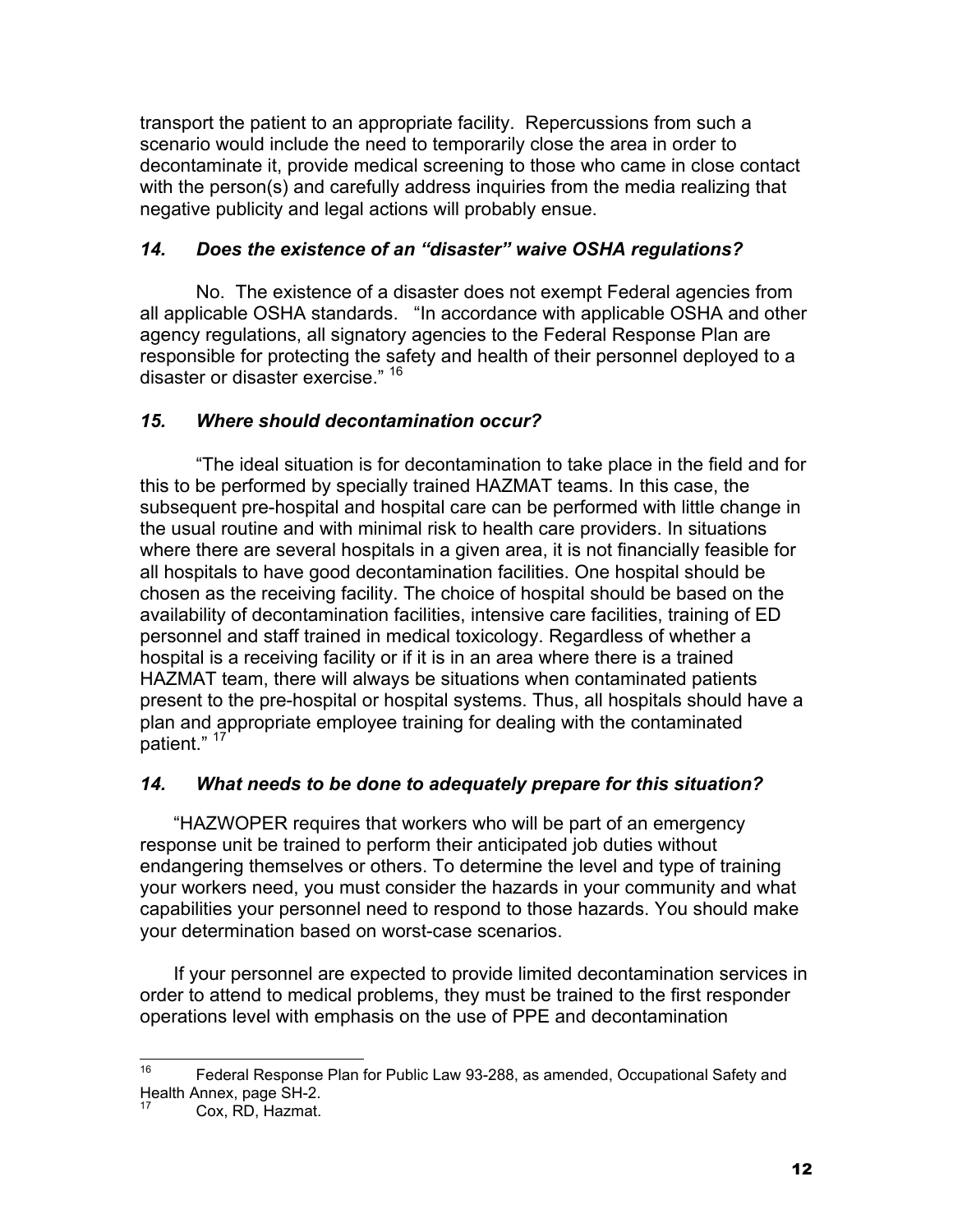transport the patient to an appropriate facility. Repercussions from such a scenario would include the need to temporarily close the area in order to decontaminate it, provide medical screening to those who came in close contact with the person(s) and carefully address inquiries from the media realizing that negative publicity and legal actions will probably ensue.

### *14. Does the existence of an "disaster" waive OSHA regulations?*

No. The existence of a disaster does not exempt Federal agencies from all applicable OSHA standards. "In accordance with applicable OSHA and other agency regulations, all signatory agencies to the Federal Response Plan are responsible for protecting the safety and health of their personnel deployed to a disaster or disaster exercise." [16]

### *15. Where should decontamination occur?*

"The ideal situation is for decontamination to take place in the field and for this to be performed by specially trained HAZMAT teams. In this case, the subsequent pre-hospital and hospital care can be performed with little change in the usual routine and with minimal risk to health care providers. In situations where there are several hospitals in a given area, it is not financially feasible for all hospitals to have good decontamination facilities. One hospital should be chosen as the receiving facility. The choice of hospital should be based on the availability of decontamination facilities, intensive care facilities, training of ED personnel and staff trained in medical toxicology. Regardless of whether a hospital is a receiving facility or if it is in an area where there is a trained HAZMAT team, there will always be situations when contaminated patients present to the pre-hospital or hospital systems. Thus, all hospitals should have a plan and appropriate employee training for dealing with the contaminated patient." [17]

### *14. What needs to be done to adequately prepare for this situation?*

"HAZWOPER requires that workers who will be part of an emergency response unit be trained to perform their anticipated job duties without endangering themselves or others. To determine the level and type of training your workers need, you must consider the hazards in your community and what capabilities your personnel need to respond to those hazards. You should make your determination based on worst-case scenarios.

If your personnel are expected to provide limited decontamination services in order to attend to medical problems, they must be trained to the first responder operations level with emphasis on the use of PPE and decontamination

---

[16] Federal Response Plan for Public Law 93-288, as amended, Occupational Safety and Health Annex, page SH-2.

[17] Cox, RD, Hazmat.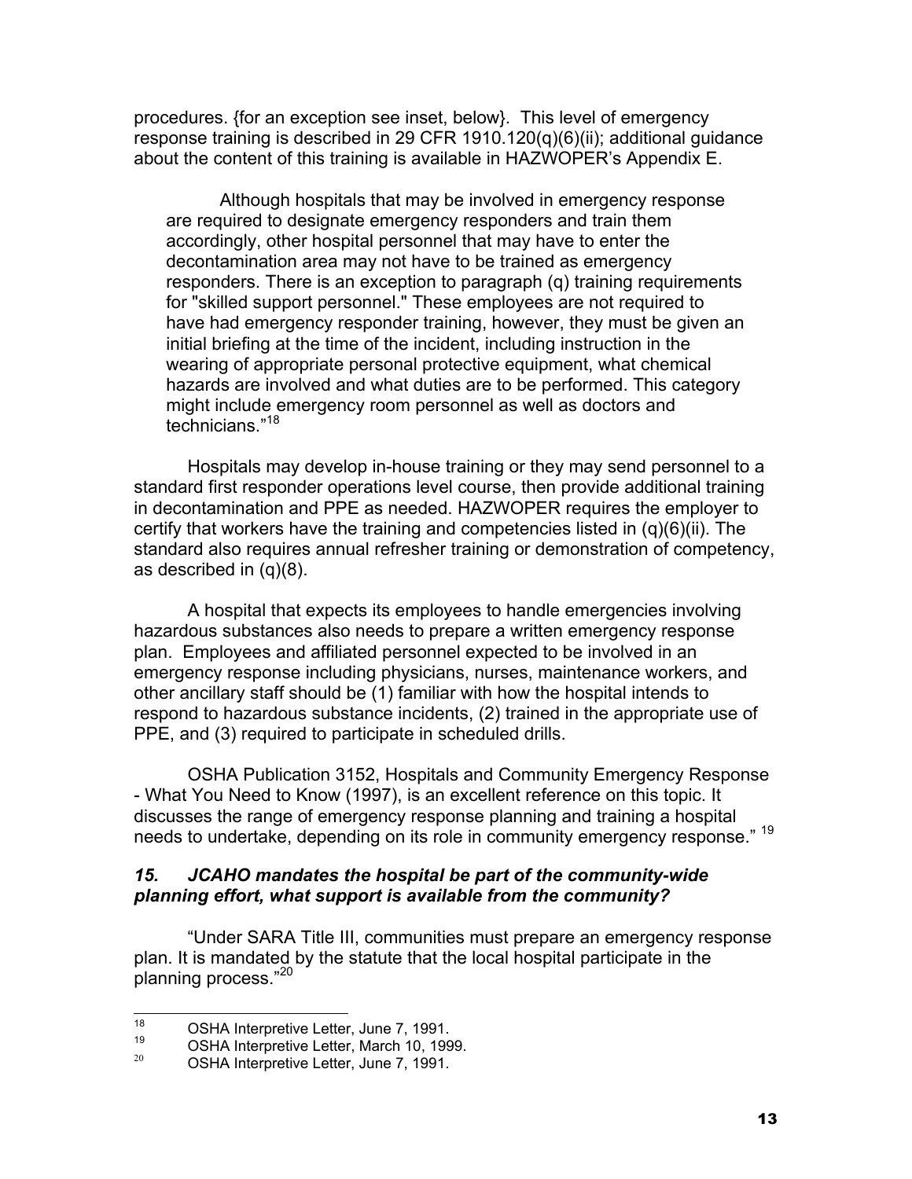procedures. {for an exception see inset, below}. This level of emergency response training is described in 29 CFR 1910.120(q)(6)(ii); additional guidance about the content of this training is available in HAZWOPER's Appendix E.

> Although hospitals that may be involved in emergency response are required to designate emergency responders and train them accordingly, other hospital personnel that may have to enter the decontamination area may not have to be trained as emergency responders. There is an exception to paragraph (q) training requirements for "skilled support personnel." These employees are not required to have had emergency responder training, however, they must be given an initial briefing at the time of the incident, including instruction in the wearing of appropriate personal protective equipment, what chemical hazards are involved and what duties are to be performed. This category might include emergency room personnel as well as doctors and technicians."[18]

Hospitals may develop in-house training or they may send personnel to a standard first responder operations level course, then provide additional training in decontamination and PPE as needed. HAZWOPER requires the employer to certify that workers have the training and competencies listed in (q)(6)(ii). The standard also requires annual refresher training or demonstration of competency, as described in (q)(8).

A hospital that expects its employees to handle emergencies involving hazardous substances also needs to prepare a written emergency response plan. Employees and affiliated personnel expected to be involved in an emergency response including physicians, nurses, maintenance workers, and other ancillary staff should be (1) familiar with how the hospital intends to respond to hazardous substance incidents, (2) trained in the appropriate use of PPE, and (3) required to participate in scheduled drills.

OSHA Publication 3152, Hospitals and Community Emergency Response - What You Need to Know (1997), is an excellent reference on this topic. It discusses the range of emergency response planning and training a hospital needs to undertake, depending on its role in community emergency response." [19]

### *15. JCAHO mandates the hospital be part of the community-wide planning effort, what support is available from the community?*

"Under SARA Title III, communities must prepare an emergency response plan. It is mandated by the statute that the local hospital participate in the planning process."[20]

---

[18] OSHA Interpretive Letter, June 7, 1991.

[19] OSHA Interpretive Letter, March 10, 1999.

[20] OSHA Interpretive Letter, June 7, 1991.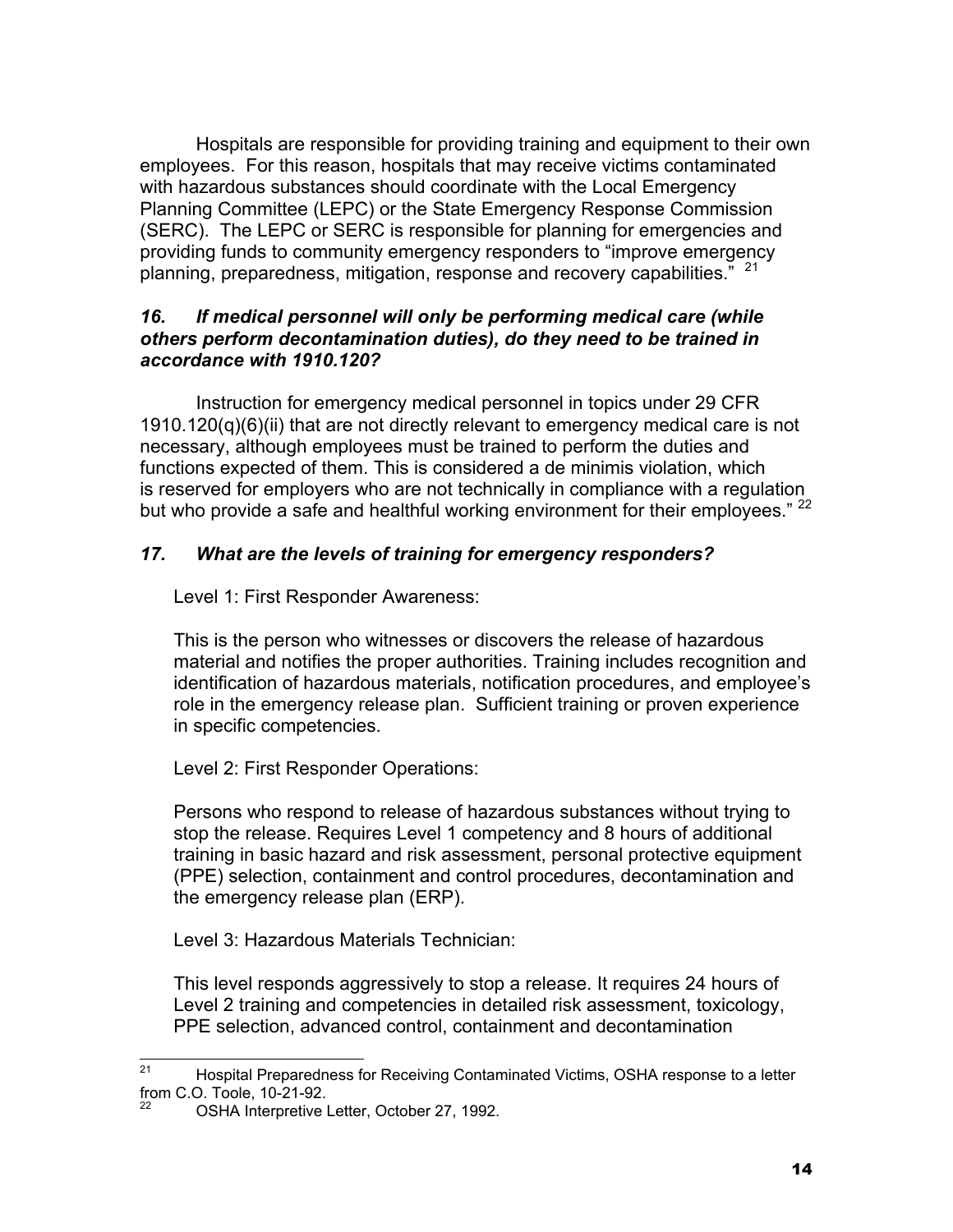Hospitals are responsible for providing training and equipment to their own employees. For this reason, hospitals that may receive victims contaminated with hazardous substances should coordinate with the Local Emergency Planning Committee (LEPC) or the State Emergency Response Commission (SERC). The LEPC or SERC is responsible for planning for emergencies and providing funds to community emergency responders to "improve emergency planning, preparedness, mitigation, response and recovery capabilities." [21]

### *16. If medical personnel will only be performing medical care (while others perform decontamination duties), do they need to be trained in accordance with 1910.120?*

Instruction for emergency medical personnel in topics under 29 CFR 1910.120(q)(6)(ii) that are not directly relevant to emergency medical care is not necessary, although employees must be trained to perform the duties and functions expected of them. This is considered a de minimis violation, which is reserved for employers who are not technically in compliance with a regulation but who provide a safe and healthful working environment for their employees." [22]

### *17. What are the levels of training for emergency responders?*

Level 1: First Responder Awareness:

This is the person who witnesses or discovers the release of hazardous material and notifies the proper authorities. Training includes recognition and identification of hazardous materials, notification procedures, and employee's role in the emergency release plan. Sufficient training or proven experience in specific competencies.

Level 2: First Responder Operations:

Persons who respond to release of hazardous substances without trying to stop the release. Requires Level 1 competency and 8 hours of additional training in basic hazard and risk assessment, personal protective equipment (PPE) selection, containment and control procedures, decontamination and the emergency release plan (ERP).

Level 3: Hazardous Materials Technician:

This level responds aggressively to stop a release. It requires 24 hours of Level 2 training and competencies in detailed risk assessment, toxicology, PPE selection, advanced control, containment and decontamination

---

[21] Hospital Preparedness for Receiving Contaminated Victims, OSHA response to a letter from C.O. Toole, 10-21-92.

[22] OSHA Interpretive Letter, October 27, 1992.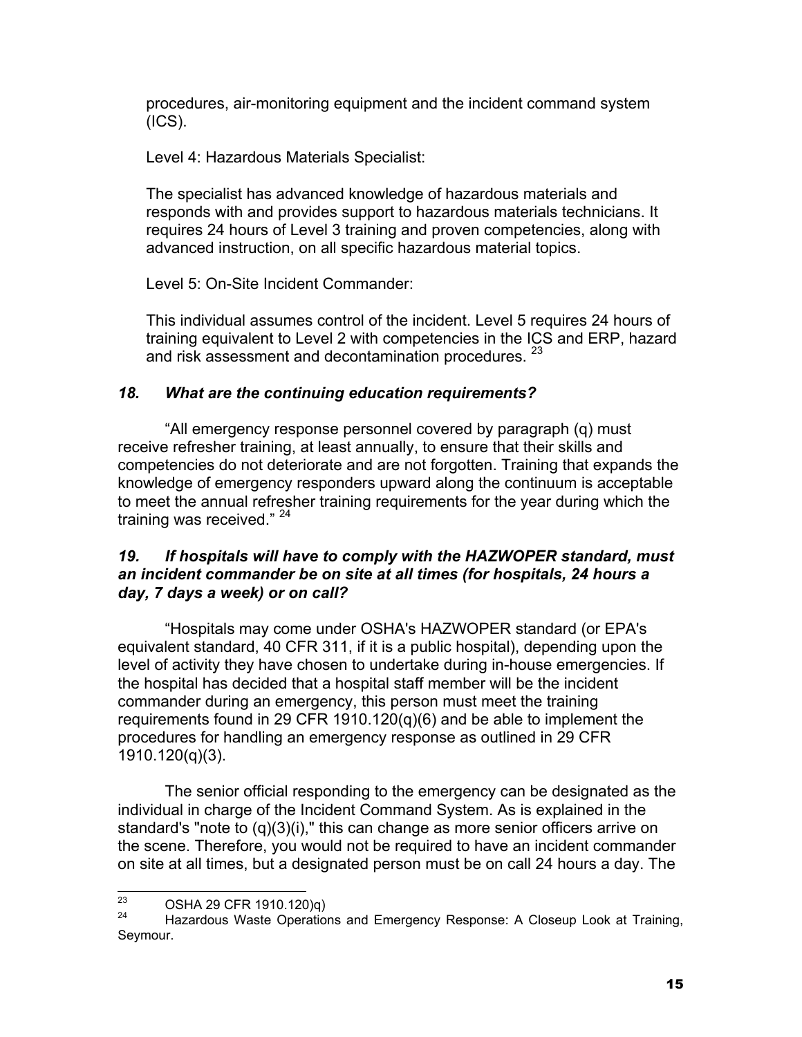procedures, air-monitoring equipment and the incident command system (ICS).

Level 4: Hazardous Materials Specialist:

The specialist has advanced knowledge of hazardous materials and responds with and provides support to hazardous materials technicians. It requires 24 hours of Level 3 training and proven competencies, along with advanced instruction, on all specific hazardous material topics.

Level 5: On-Site Incident Commander:

This individual assumes control of the incident. Level 5 requires 24 hours of training equivalent to Level 2 with competencies in the ICS and ERP, hazard and risk assessment and decontamination procedures. [23]

### *18. What are the continuing education requirements?*

"All emergency response personnel covered by paragraph (q) must receive refresher training, at least annually, to ensure that their skills and competencies do not deteriorate and are not forgotten. Training that expands the knowledge of emergency responders upward along the continuum is acceptable to meet the annual refresher training requirements for the year during which the training was received." [24]

### *19. If hospitals will have to comply with the HAZWOPER standard, must an incident commander be on site at all times (for hospitals, 24 hours a day, 7 days a week) or on call?*

"Hospitals may come under OSHA's HAZWOPER standard (or EPA's equivalent standard, 40 CFR 311, if it is a public hospital), depending upon the level of activity they have chosen to undertake during in-house emergencies. If the hospital has decided that a hospital staff member will be the incident commander during an emergency, this person must meet the training requirements found in 29 CFR 1910.120(q)(6) and be able to implement the procedures for handling an emergency response as outlined in 29 CFR 1910.120(q)(3).

The senior official responding to the emergency can be designated as the individual in charge of the Incident Command System. As is explained in the standard's "note to (q)(3)(i)," this can change as more senior officers arrive on the scene. Therefore, you would not be required to have an incident commander on site at all times, but a designated person must be on call 24 hours a day. The

---

[23] OSHA 29 CFR 1910.120)q)

[24] Hazardous Waste Operations and Emergency Response: A Closeup Look at Training, Seymour.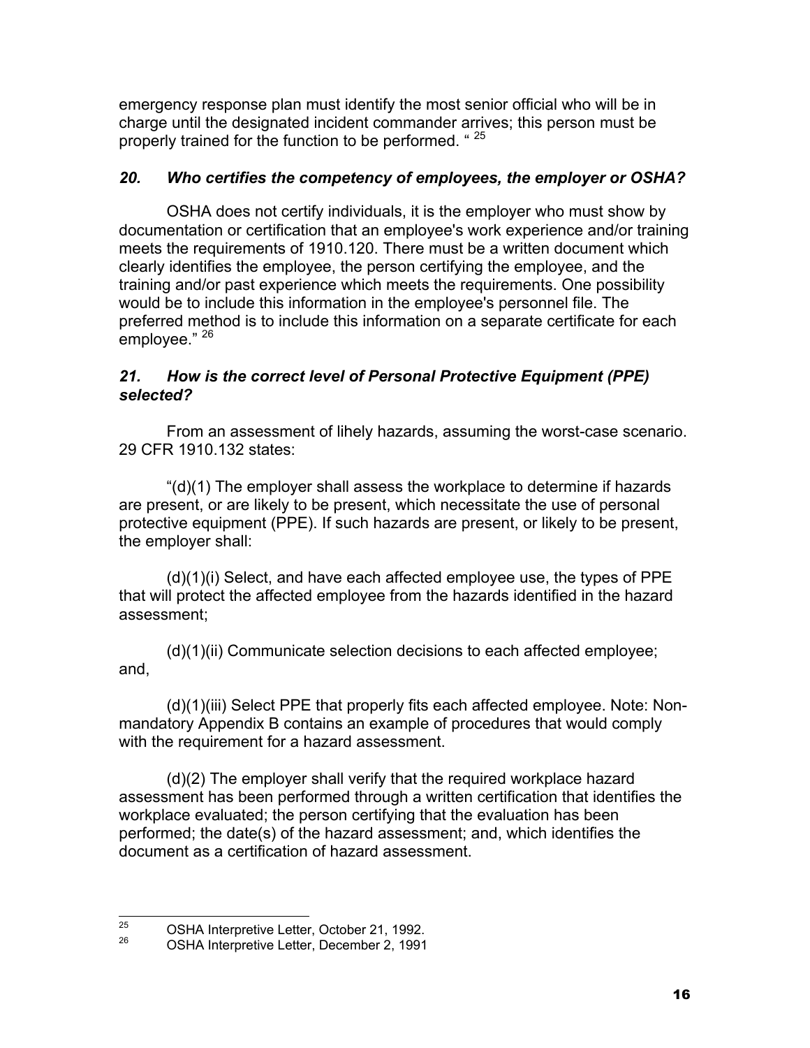emergency response plan must identify the most senior official who will be in charge until the designated incident commander arrives; this person must be properly trained for the function to be performed. “ [25]

### *20. Who certifies the competency of employees, the employer or OSHA?*

OSHA does not certify individuals, it is the employer who must show by documentation or certification that an employee's work experience and/or training meets the requirements of 1910.120. There must be a written document which clearly identifies the employee, the person certifying the employee, and the training and/or past experience which meets the requirements. One possibility would be to include this information in the employee's personnel file. The preferred method is to include this information on a separate certificate for each employee.” [26]

### *21. How is the correct level of Personal Protective Equipment (PPE) selected?*

From an assessment of lihely hazards, assuming the worst-case scenario. 29 CFR 1910.132 states:

“(d)(1) The employer shall assess the workplace to determine if hazards are present, or are likely to be present, which necessitate the use of personal protective equipment (PPE). If such hazards are present, or likely to be present, the employer shall:

(d)(1)(i) Select, and have each affected employee use, the types of PPE that will protect the affected employee from the hazards identified in the hazard assessment;

(d)(1)(ii) Communicate selection decisions to each affected employee; and,

(d)(1)(iii) Select PPE that properly fits each affected employee. Note: Non-mandatory Appendix B contains an example of procedures that would comply with the requirement for a hazard assessment.

(d)(2) The employer shall verify that the required workplace hazard assessment has been performed through a written certification that identifies the workplace evaluated; the person certifying that the evaluation has been performed; the date(s) of the hazard assessment; and, which identifies the document as a certification of hazard assessment.

---

[25] OSHA Interpretive Letter, October 21, 1992.

[26] OSHA Interpretive Letter, December 2, 1991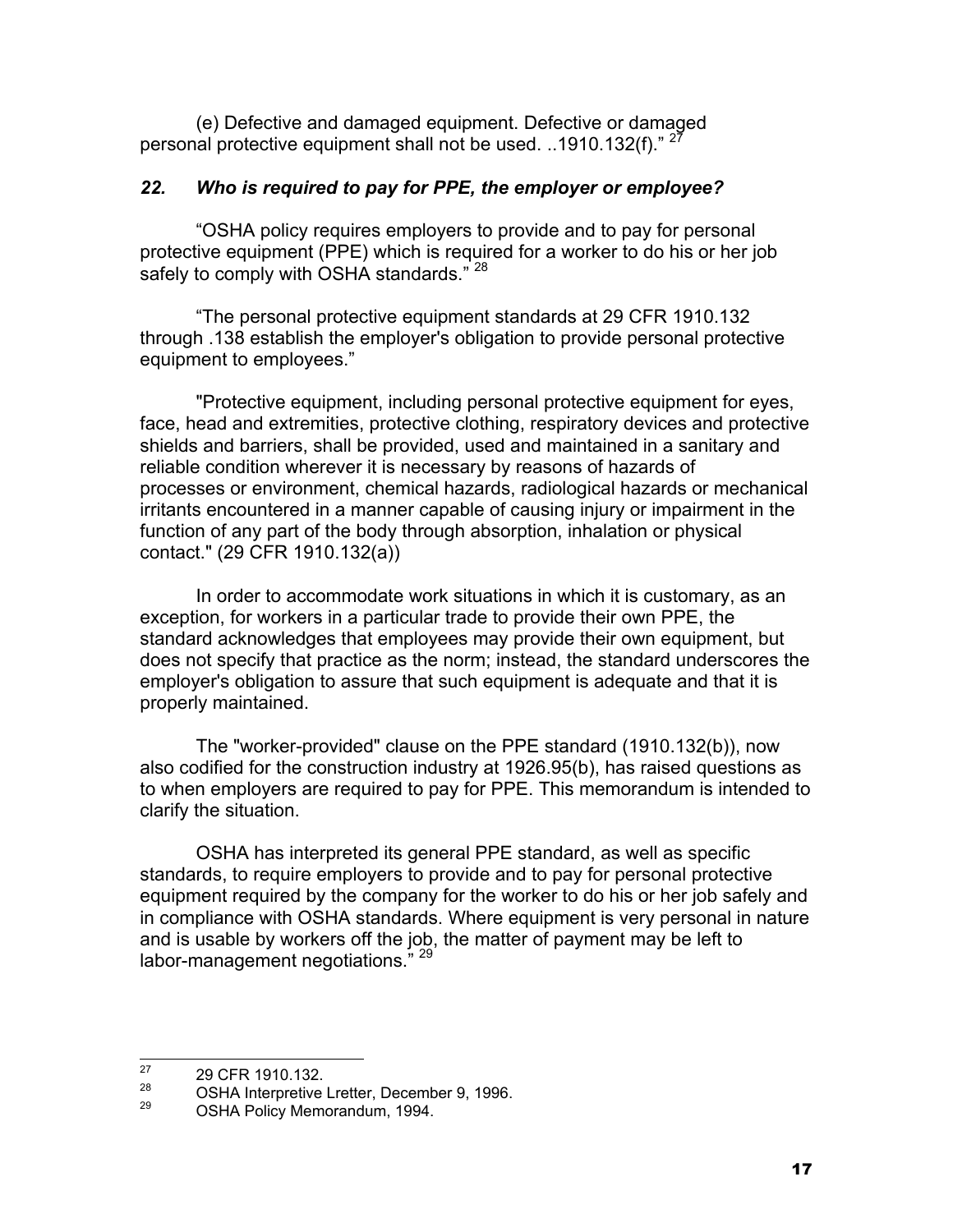(e) Defective and damaged equipment. Defective or damaged personal protective equipment shall not be used. ..1910.132(f)." [27]

### *22. Who is required to pay for PPE, the employer or employee?*

"OSHA policy requires employers to provide and to pay for personal protective equipment (PPE) which is required for a worker to do his or her job safely to comply with OSHA standards." [28]

"The personal protective equipment standards at 29 CFR 1910.132 through .138 establish the employer's obligation to provide personal protective equipment to employees."

"Protective equipment, including personal protective equipment for eyes, face, head and extremities, protective clothing, respiratory devices and protective shields and barriers, shall be provided, used and maintained in a sanitary and reliable condition wherever it is necessary by reasons of hazards of processes or environment, chemical hazards, radiological hazards or mechanical irritants encountered in a manner capable of causing injury or impairment in the function of any part of the body through absorption, inhalation or physical contact." (29 CFR 1910.132(a))

In order to accommodate work situations in which it is customary, as an exception, for workers in a particular trade to provide their own PPE, the standard acknowledges that employees may provide their own equipment, but does not specify that practice as the norm; instead, the standard underscores the employer's obligation to assure that such equipment is adequate and that it is properly maintained.

The "worker-provided" clause on the PPE standard (1910.132(b)), now also codified for the construction industry at 1926.95(b), has raised questions as to when employers are required to pay for PPE. This memorandum is intended to clarify the situation.

OSHA has interpreted its general PPE standard, as well as specific standards, to require employers to provide and to pay for personal protective equipment required by the company for the worker to do his or her job safely and in compliance with OSHA standards. Where equipment is very personal in nature and is usable by workers off the job, the matter of payment may be left to labor-management negotiations." [29]

---

[27] 29 CFR 1910.132.

[28] OSHA Interpretive Lretter, December 9, 1996.

[29] OSHA Policy Memorandum, 1994.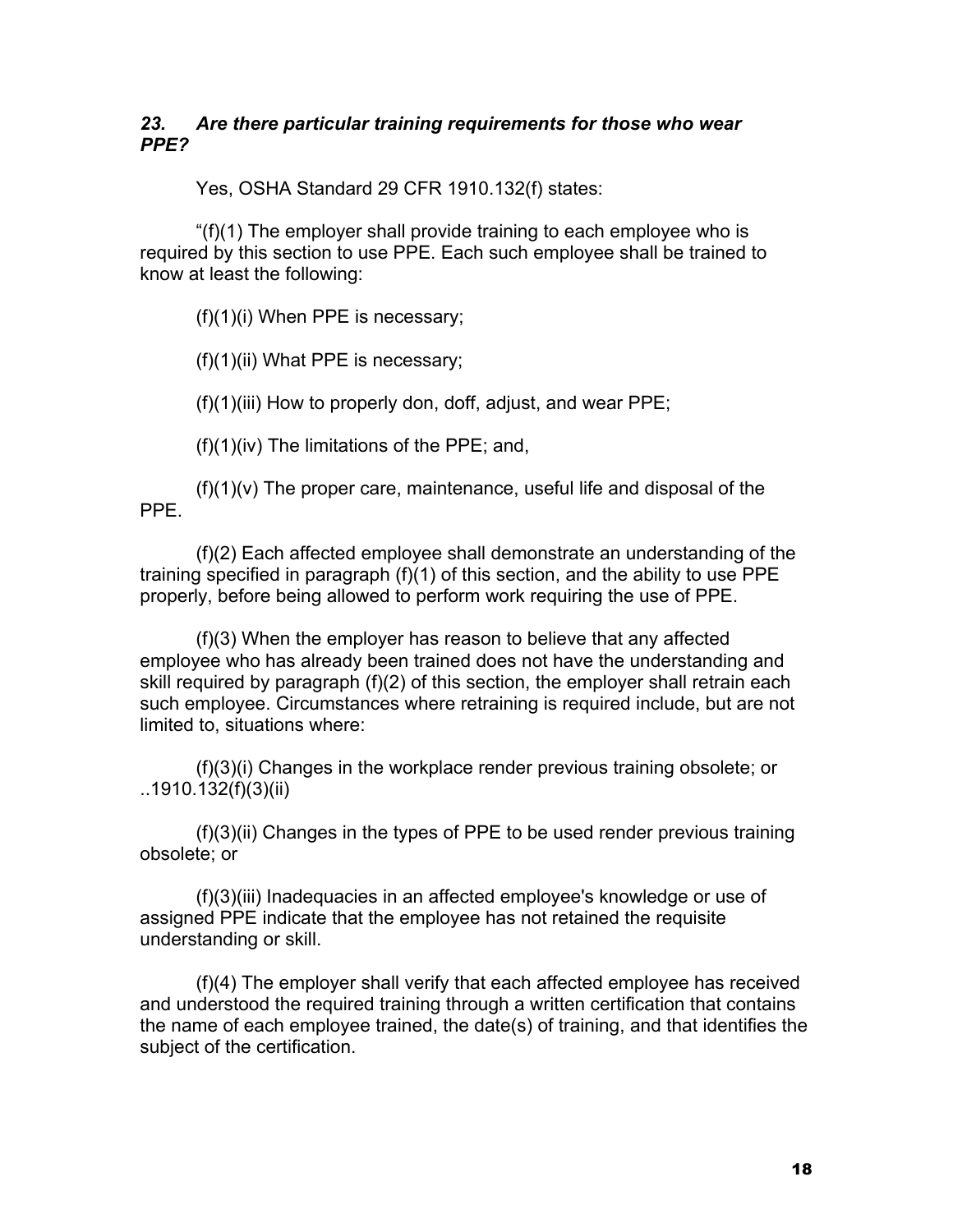### *23. Are there particular training requirements for those who wear PPE?*

Yes, OSHA Standard 29 CFR 1910.132(f) states:

"(f)(1) The employer shall provide training to each employee who is required by this section to use PPE. Each such employee shall be trained to know at least the following:

(f)(1)(i) When PPE is necessary;

(f)(1)(ii) What PPE is necessary;

(f)(1)(iii) How to properly don, doff, adjust, and wear PPE;

(f)(1)(iv) The limitations of the PPE; and,

(f)(1)(v) The proper care, maintenance, useful life and disposal of the PPE.

(f)(2) Each affected employee shall demonstrate an understanding of the training specified in paragraph (f)(1) of this section, and the ability to use PPE properly, before being allowed to perform work requiring the use of PPE.

(f)(3) When the employer has reason to believe that any affected employee who has already been trained does not have the understanding and skill required by paragraph (f)(2) of this section, the employer shall retrain each such employee. Circumstances where retraining is required include, but are not limited to, situations where:

(f)(3)(i) Changes in the workplace render previous training obsolete; or ..1910.132(f)(3)(ii)

(f)(3)(ii) Changes in the types of PPE to be used render previous training obsolete; or

(f)(3)(iii) Inadequacies in an affected employee's knowledge or use of assigned PPE indicate that the employee has not retained the requisite understanding or skill.

(f)(4) The employer shall verify that each affected employee has received and understood the required training through a written certification that contains the name of each employee trained, the date(s) of training, and that identifies the subject of the certification.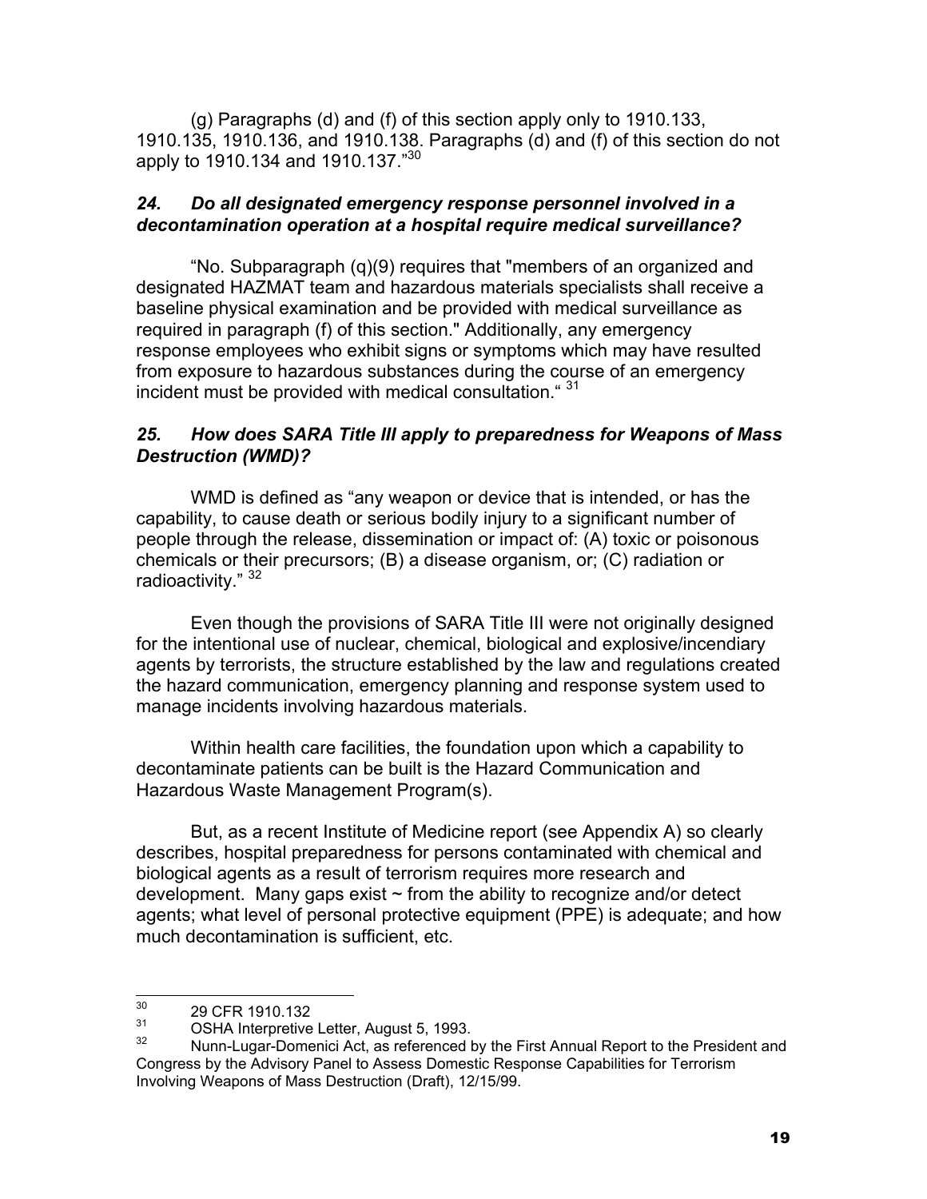(g) Paragraphs (d) and (f) of this section apply only to 1910.133, 1910.135, 1910.136, and 1910.138. Paragraphs (d) and (f) of this section do not apply to 1910.134 and 1910.137."[30]

### *24. Do all designated emergency response personnel involved in a decontamination operation at a hospital require medical surveillance?*

"No. Subparagraph (q)(9) requires that "members of an organized and designated HAZMAT team and hazardous materials specialists shall receive a baseline physical examination and be provided with medical surveillance as required in paragraph (f) of this section." Additionally, any emergency response employees who exhibit signs or symptoms which may have resulted from exposure to hazardous substances during the course of an emergency incident must be provided with medical consultation." [31]

### *25. How does SARA Title III apply to preparedness for Weapons of Mass Destruction (WMD)?*

WMD is defined as "any weapon or device that is intended, or has the capability, to cause death or serious bodily injury to a significant number of people through the release, dissemination or impact of: (A) toxic or poisonous chemicals or their precursors; (B) a disease organism, or; (C) radiation or radioactivity." [32]

Even though the provisions of SARA Title III were not originally designed for the intentional use of nuclear, chemical, biological and explosive/incendiary agents by terrorists, the structure established by the law and regulations created the hazard communication, emergency planning and response system used to manage incidents involving hazardous materials.

Within health care facilities, the foundation upon which a capability to decontaminate patients can be built is the Hazard Communication and Hazardous Waste Management Program(s).

But, as a recent Institute of Medicine report (see Appendix A) so clearly describes, hospital preparedness for persons contaminated with chemical and biological agents as a result of terrorism requires more research and development. Many gaps exist ~ from the ability to recognize and/or detect agents; what level of personal protective equipment (PPE) is adequate; and how much decontamination is sufficient, etc.

---

[30] 29 CFR 1910.132

[31] OSHA Interpretive Letter, August 5, 1993.

[32] Nunn-Lugar-Domenici Act, as referenced by the First Annual Report to the President and Congress by the Advisory Panel to Assess Domestic Response Capabilities for Terrorism Involving Weapons of Mass Destruction (Draft), 12/15/99.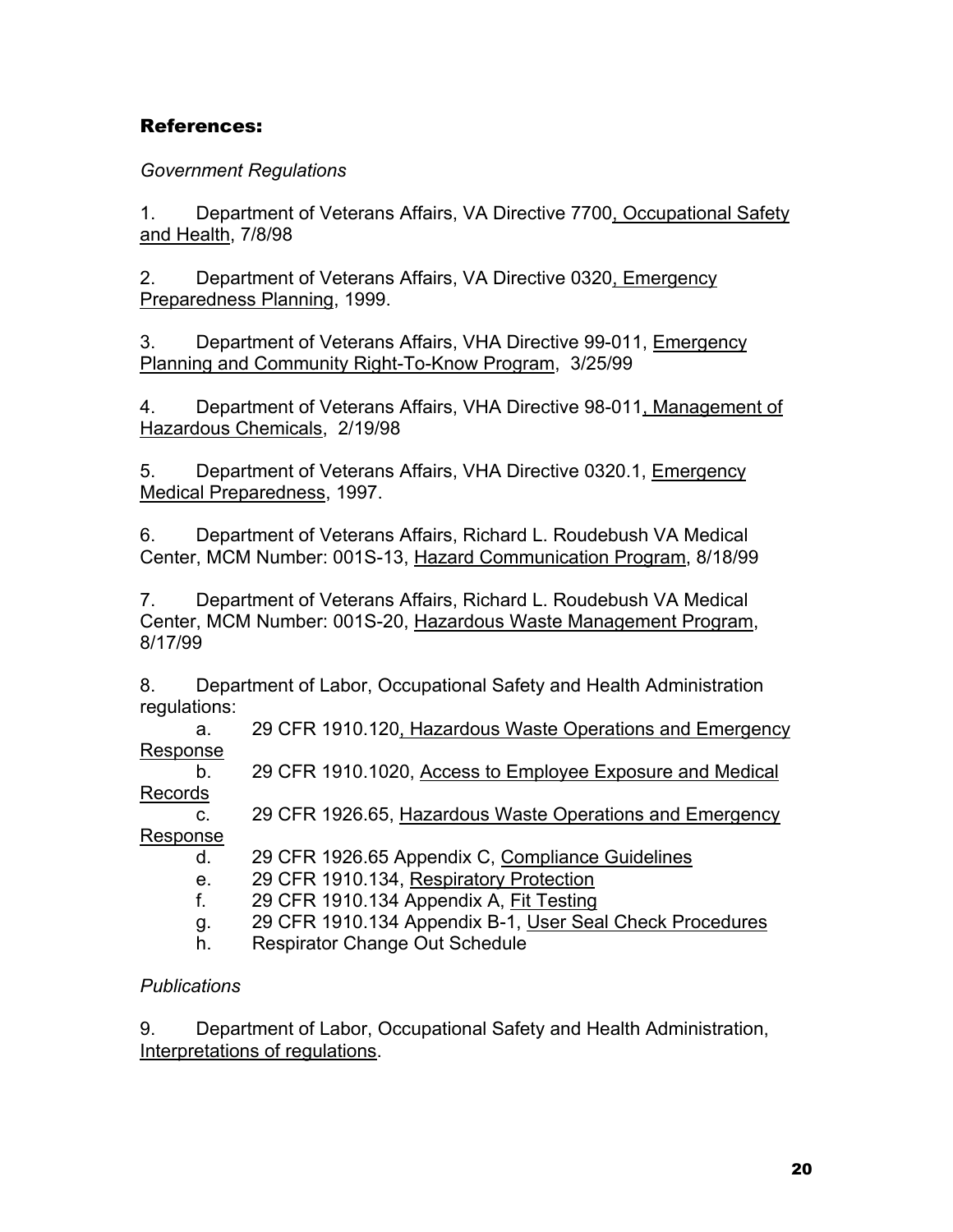## References:

*Government Regulations*

1. Department of Veterans Affairs, VA Directive 7700, Occupational Safety and Health, 7/8/98

2. Department of Veterans Affairs, VA Directive 0320, Emergency Preparedness Planning, 1999.

3. Department of Veterans Affairs, VHA Directive 99-011, Emergency Planning and Community Right-To-Know Program, 3/25/99

4. Department of Veterans Affairs, VHA Directive 98-011, Management of Hazardous Chemicals, 2/19/98

5. Department of Veterans Affairs, VHA Directive 0320.1, Emergency Medical Preparedness, 1997.

6. Department of Veterans Affairs, Richard L. Roudebush VA Medical Center, MCM Number: 001S-13, Hazard Communication Program, 8/18/99

7. Department of Veterans Affairs, Richard L. Roudebush VA Medical Center, MCM Number: 001S-20, Hazardous Waste Management Program, 8/17/99

8. Department of Labor, Occupational Safety and Health Administration regulations:
   a. 29 CFR 1910.120, Hazardous Waste Operations and Emergency Response
   b. 29 CFR 1910.1020, Access to Employee Exposure and Medical Records
   c. 29 CFR 1926.65, Hazardous Waste Operations and Emergency Response
   d. 29 CFR 1926.65 Appendix C, Compliance Guidelines
   e. 29 CFR 1910.134, Respiratory Protection
   f. 29 CFR 1910.134 Appendix A, Fit Testing
   g. 29 CFR 1910.134 Appendix B-1, User Seal Check Procedures
   h. Respirator Change Out Schedule

*Publications*

9. Department of Labor, Occupational Safety and Health Administration, Interpretations of regulations.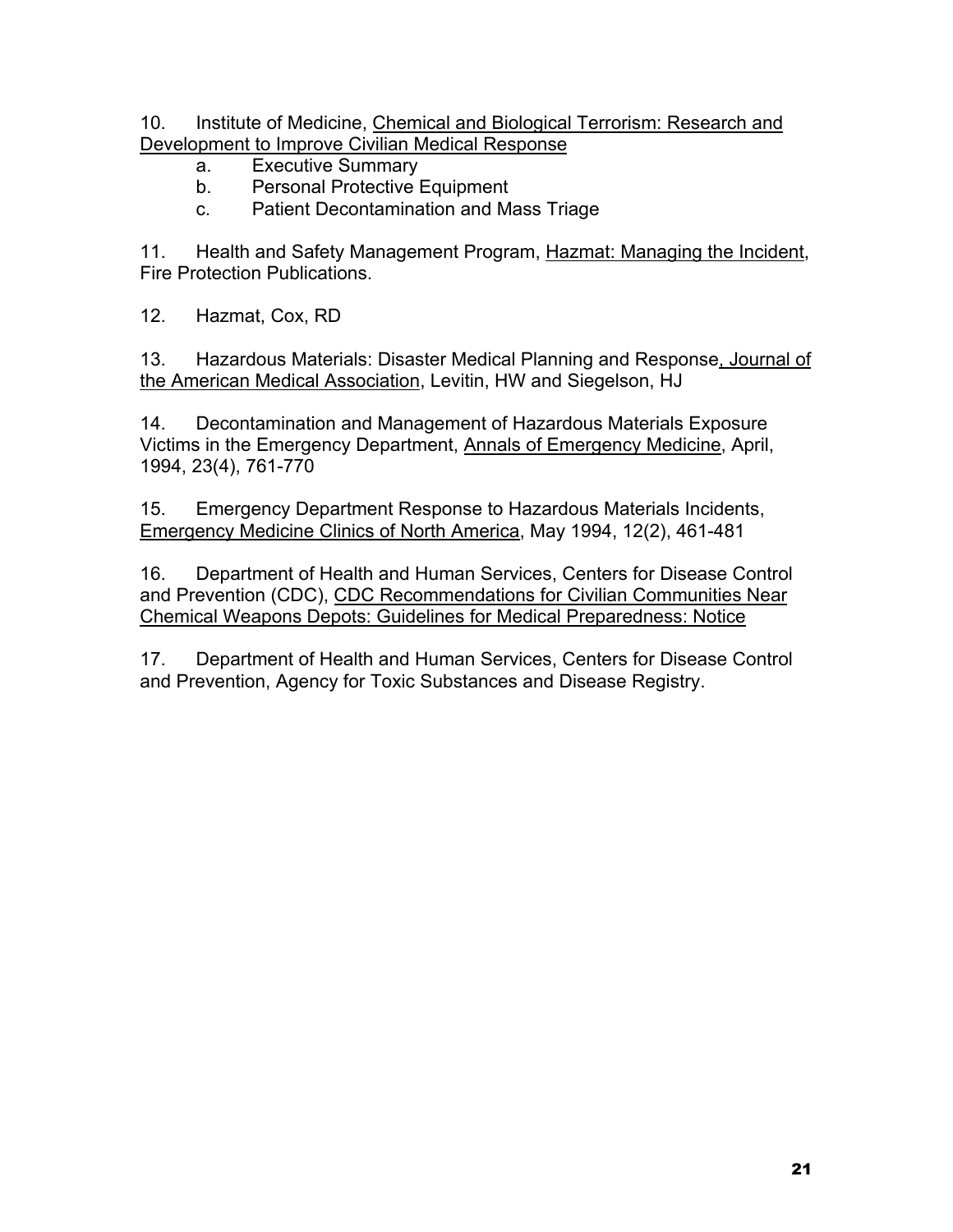10. Institute of Medicine, Chemical and Biological Terrorism: Research and Development to Improve Civilian Medical Response
    a. Executive Summary
    b. Personal Protective Equipment
    c. Patient Decontamination and Mass Triage

11. Health and Safety Management Program, Hazmat: Managing the Incident, Fire Protection Publications.

12. Hazmat, Cox, RD

13. Hazardous Materials: Disaster Medical Planning and Response, Journal of the American Medical Association, Levitin, HW and Siegelson, HJ

14. Decontamination and Management of Hazardous Materials Exposure Victims in the Emergency Department, Annals of Emergency Medicine, April, 1994, 23(4), 761-770

15. Emergency Department Response to Hazardous Materials Incidents, Emergency Medicine Clinics of North America, May 1994, 12(2), 461-481

16. Department of Health and Human Services, Centers for Disease Control and Prevention (CDC), CDC Recommendations for Civilian Communities Near Chemical Weapons Depots: Guidelines for Medical Preparedness: Notice

17. Department of Health and Human Services, Centers for Disease Control and Prevention, Agency for Toxic Substances and Disease Registry.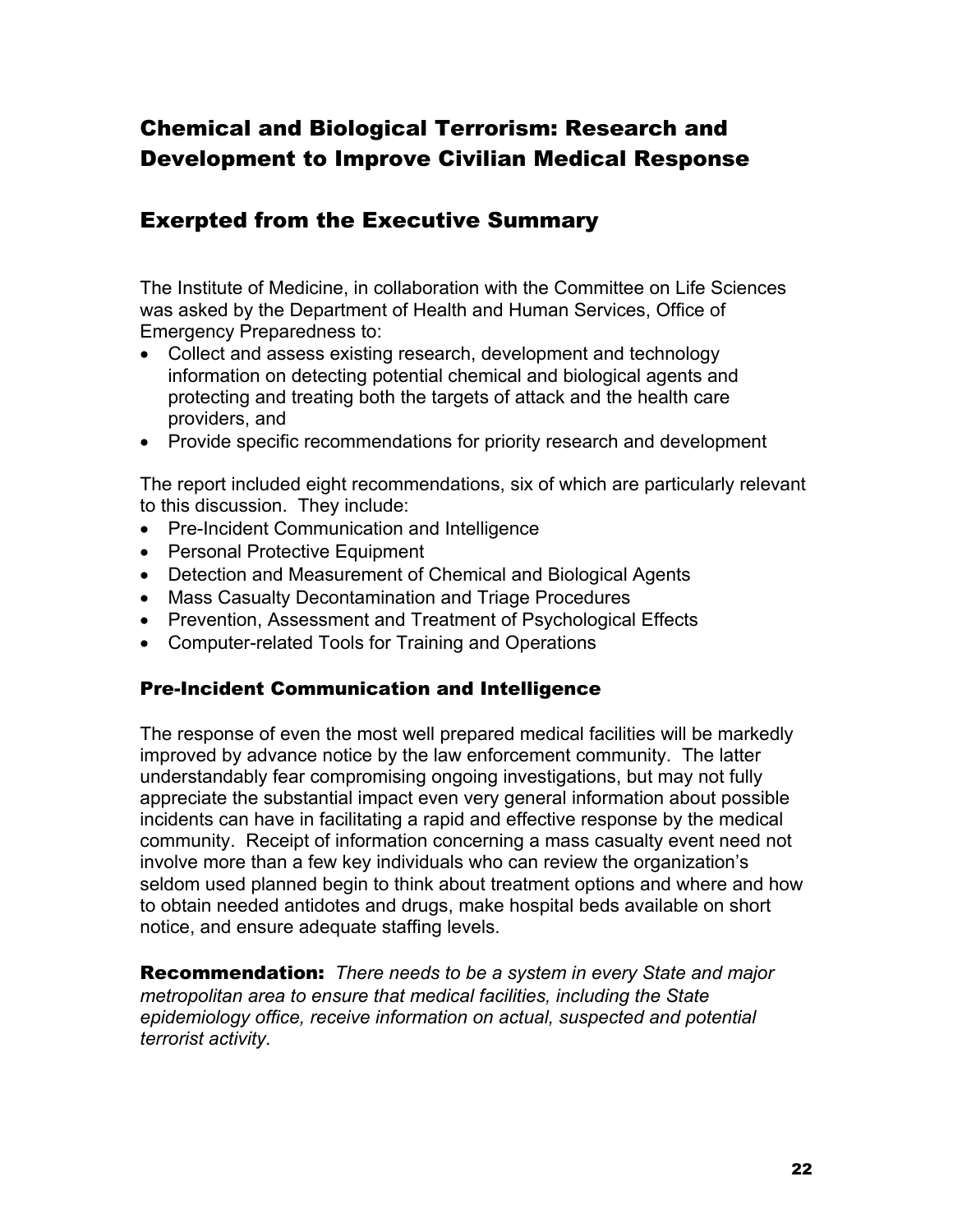## Chemical and Biological Terrorism: Research and Development to Improve Civilian Medical Response

## Exerpted from the Executive Summary

The Institute of Medicine, in collaboration with the Committee on Life Sciences was asked by the Department of Health and Human Services, Office of Emergency Preparedness to:

- Collect and assess existing research, development and technology information on detecting potential chemical and biological agents and protecting and treating both the targets of attack and the health care providers, and
- Provide specific recommendations for priority research and development

The report included eight recommendations, six of which are particularly relevant to this discussion. They include:

- Pre-Incident Communication and Intelligence
- Personal Protective Equipment
- Detection and Measurement of Chemical and Biological Agents
- Mass Casualty Decontamination and Triage Procedures
- Prevention, Assessment and Treatment of Psychological Effects
- Computer-related Tools for Training and Operations

### Pre-Incident Communication and Intelligence

The response of even the most well prepared medical facilities will be markedly improved by advance notice by the law enforcement community. The latter understandably fear compromising ongoing investigations, but may not fully appreciate the substantial impact even very general information about possible incidents can have in facilitating a rapid and effective response by the medical community. Receipt of information concerning a mass casualty event need not involve more than a few key individuals who can review the organization's seldom used planned begin to think about treatment options and where and how to obtain needed antidotes and drugs, make hospital beds available on short notice, and ensure adequate staffing levels.

**Recommendation:** *There needs to be a system in every State and major metropolitan area to ensure that medical facilities, including the State epidemiology office, receive information on actual, suspected and potential terrorist activity.*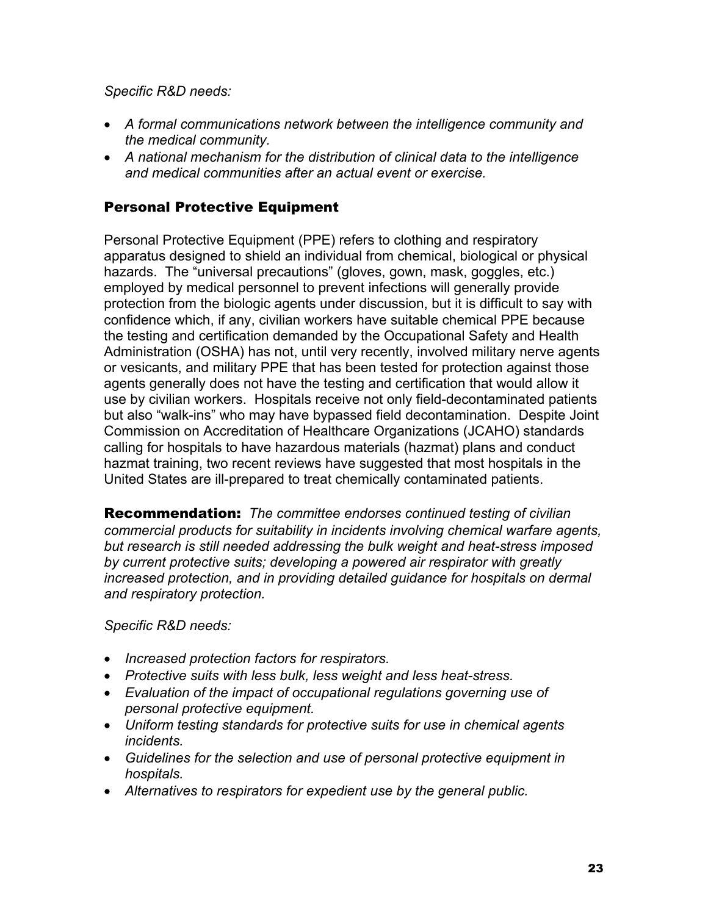*Specific R&D needs:*

- *A formal communications network between the intelligence community and the medical community.*
- *A national mechanism for the distribution of clinical data to the intelligence and medical communities after an actual event or exercise.*

## Personal Protective Equipment

Personal Protective Equipment (PPE) refers to clothing and respiratory apparatus designed to shield an individual from chemical, biological or physical hazards. The "universal precautions" (gloves, gown, mask, goggles, etc.) employed by medical personnel to prevent infections will generally provide protection from the biologic agents under discussion, but it is difficult to say with confidence which, if any, civilian workers have suitable chemical PPE because the testing and certification demanded by the Occupational Safety and Health Administration (OSHA) has not, until very recently, involved military nerve agents or vesicants, and military PPE that has been tested for protection against those agents generally does not have the testing and certification that would allow it use by civilian workers. Hospitals receive not only field-decontaminated patients but also "walk-ins" who may have bypassed field decontamination. Despite Joint Commission on Accreditation of Healthcare Organizations (JCAHO) standards calling for hospitals to have hazardous materials (hazmat) plans and conduct hazmat training, two recent reviews have suggested that most hospitals in the United States are ill-prepared to treat chemically contaminated patients.

**Recommendation:** *The committee endorses continued testing of civilian commercial products for suitability in incidents involving chemical warfare agents, but research is still needed addressing the bulk weight and heat-stress imposed by current protective suits; developing a powered air respirator with greatly increased protection, and in providing detailed guidance for hospitals on dermal and respiratory protection.*

*Specific R&D needs:*

- *Increased protection factors for respirators.*
- *Protective suits with less bulk, less weight and less heat-stress.*
- *Evaluation of the impact of occupational regulations governing use of personal protective equipment.*
- *Uniform testing standards for protective suits for use in chemical agents incidents.*
- *Guidelines for the selection and use of personal protective equipment in hospitals.*
- *Alternatives to respirators for expedient use by the general public.*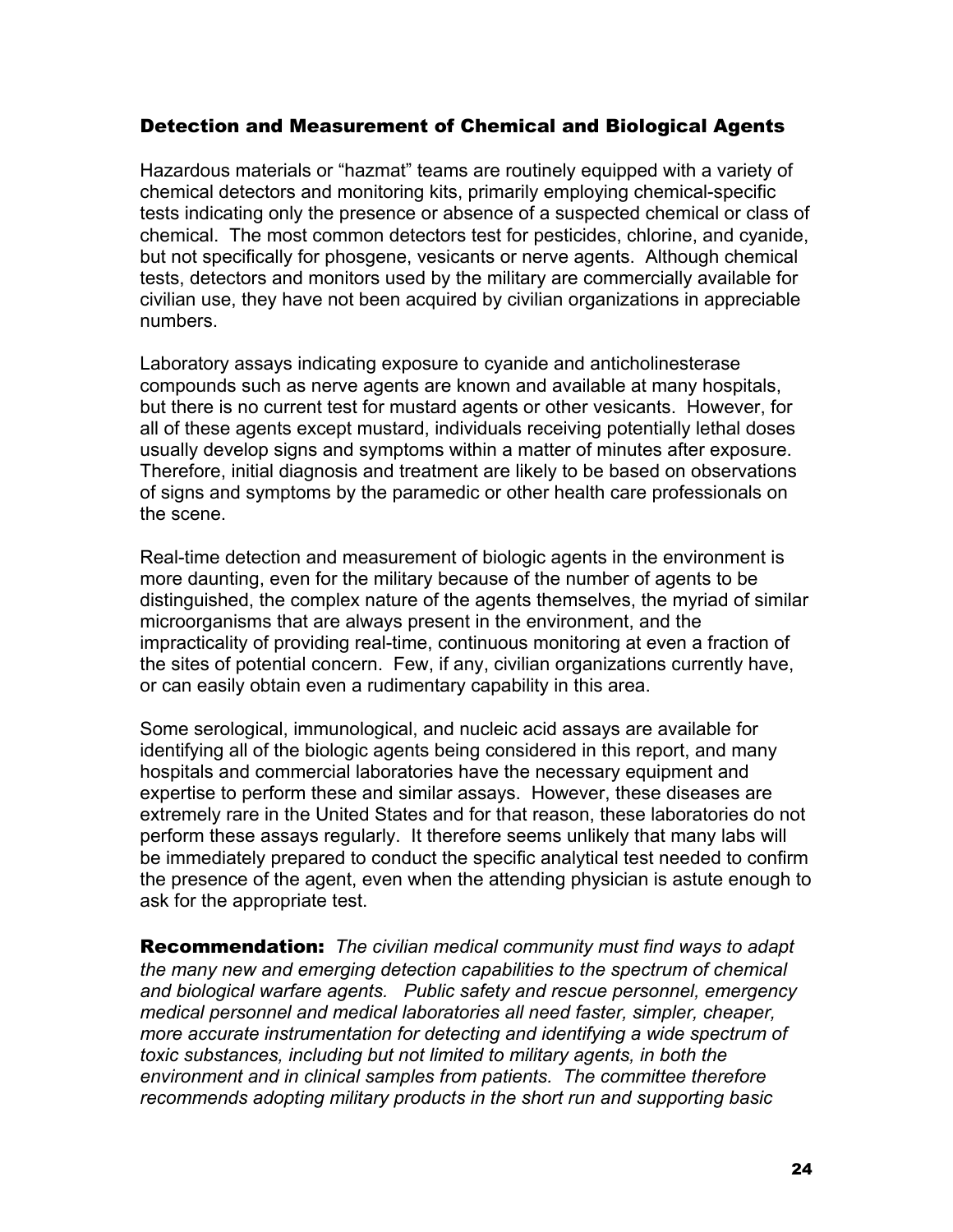## Detection and Measurement of Chemical and Biological Agents

Hazardous materials or "hazmat" teams are routinely equipped with a variety of chemical detectors and monitoring kits, primarily employing chemical-specific tests indicating only the presence or absence of a suspected chemical or class of chemical. The most common detectors test for pesticides, chlorine, and cyanide, but not specifically for phosgene, vesicants or nerve agents. Although chemical tests, detectors and monitors used by the military are commercially available for civilian use, they have not been acquired by civilian organizations in appreciable numbers.

Laboratory assays indicating exposure to cyanide and anticholinesterase compounds such as nerve agents are known and available at many hospitals, but there is no current test for mustard agents or other vesicants. However, for all of these agents except mustard, individuals receiving potentially lethal doses usually develop signs and symptoms within a matter of minutes after exposure. Therefore, initial diagnosis and treatment are likely to be based on observations of signs and symptoms by the paramedic or other health care professionals on the scene.

Real-time detection and measurement of biologic agents in the environment is more daunting, even for the military because of the number of agents to be distinguished, the complex nature of the agents themselves, the myriad of similar microorganisms that are always present in the environment, and the impracticality of providing real-time, continuous monitoring at even a fraction of the sites of potential concern. Few, if any, civilian organizations currently have, or can easily obtain even a rudimentary capability in this area.

Some serological, immunological, and nucleic acid assays are available for identifying all of the biologic agents being considered in this report, and many hospitals and commercial laboratories have the necessary equipment and expertise to perform these and similar assays. However, these diseases are extremely rare in the United States and for that reason, these laboratories do not perform these assays regularly. It therefore seems unlikely that many labs will be immediately prepared to conduct the specific analytical test needed to confirm the presence of the agent, even when the attending physician is astute enough to ask for the appropriate test.

**Recommendation:** *The civilian medical community must find ways to adapt the many new and emerging detection capabilities to the spectrum of chemical and biological warfare agents. Public safety and rescue personnel, emergency medical personnel and medical laboratories all need faster, simpler, cheaper, more accurate instrumentation for detecting and identifying a wide spectrum of toxic substances, including but not limited to military agents, in both the environment and in clinical samples from patients. The committee therefore recommends adopting military products in the short run and supporting basic*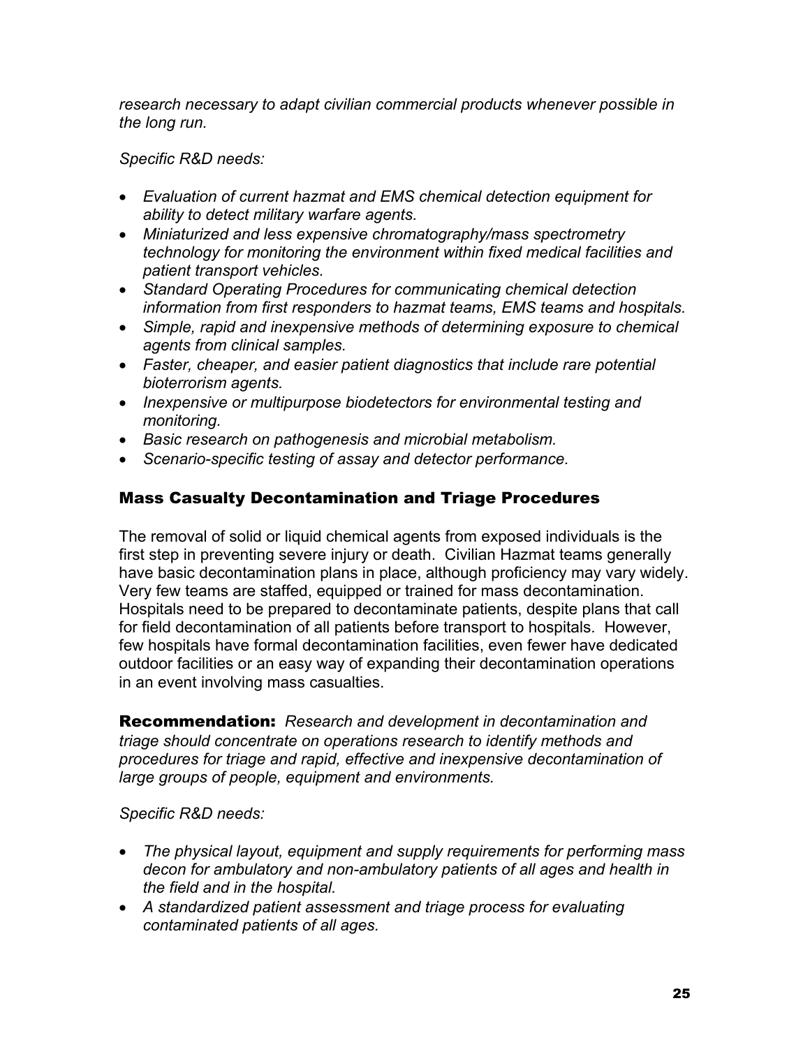*research necessary to adapt civilian commercial products whenever possible in the long run.*

*Specific R&D needs:*

- *Evaluation of current hazmat and EMS chemical detection equipment for ability to detect military warfare agents.*
- *Miniaturized and less expensive chromatography/mass spectrometry technology for monitoring the environment within fixed medical facilities and patient transport vehicles.*
- *Standard Operating Procedures for communicating chemical detection information from first responders to hazmat teams, EMS teams and hospitals.*
- *Simple, rapid and inexpensive methods of determining exposure to chemical agents from clinical samples.*
- *Faster, cheaper, and easier patient diagnostics that include rare potential bioterrorism agents.*
- *Inexpensive or multipurpose biodetectors for environmental testing and monitoring.*
- *Basic research on pathogenesis and microbial metabolism.*
- *Scenario-specific testing of assay and detector performance.*

## Mass Casualty Decontamination and Triage Procedures

The removal of solid or liquid chemical agents from exposed individuals is the first step in preventing severe injury or death. Civilian Hazmat teams generally have basic decontamination plans in place, although proficiency may vary widely. Very few teams are staffed, equipped or trained for mass decontamination. Hospitals need to be prepared to decontaminate patients, despite plans that call for field decontamination of all patients before transport to hospitals. However, few hospitals have formal decontamination facilities, even fewer have dedicated outdoor facilities or an easy way of expanding their decontamination operations in an event involving mass casualties.

**Recommendation:** *Research and development in decontamination and triage should concentrate on operations research to identify methods and procedures for triage and rapid, effective and inexpensive decontamination of large groups of people, equipment and environments.*

*Specific R&D needs:*

- *The physical layout, equipment and supply requirements for performing mass decon for ambulatory and non-ambulatory patients of all ages and health in the field and in the hospital.*
- *A standardized patient assessment and triage process for evaluating contaminated patients of all ages.*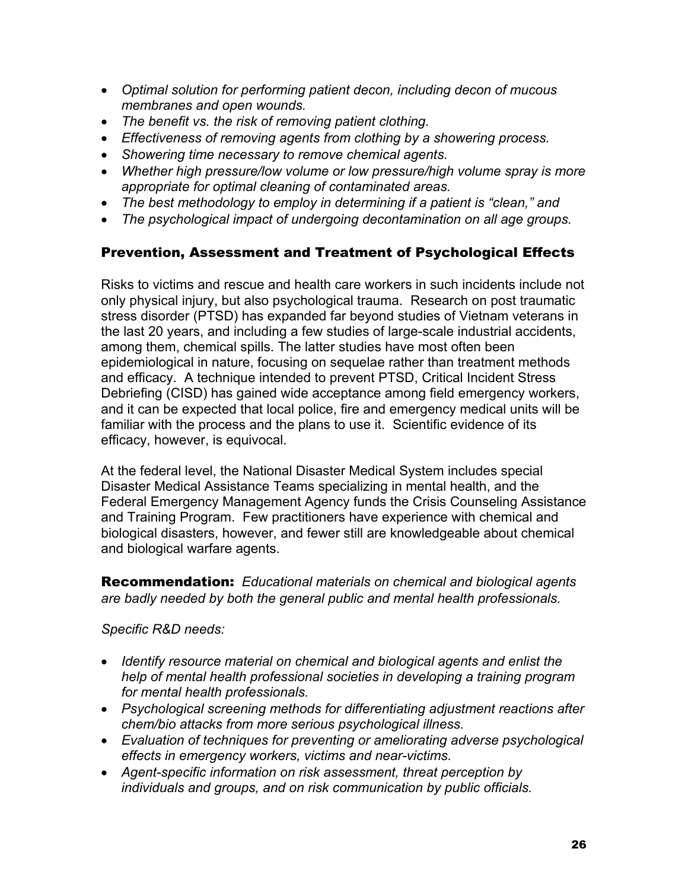- *Optimal solution for performing patient decon, including decon of mucous membranes and open wounds.*
- *The benefit vs. the risk of removing patient clothing.*
- *Effectiveness of removing agents from clothing by a showering process.*
- *Showering time necessary to remove chemical agents.*
- *Whether high pressure/low volume or low pressure/high volume spray is more appropriate for optimal cleaning of contaminated areas.*
- *The best methodology to employ in determining if a patient is "clean," and*
- *The psychological impact of undergoing decontamination on all age groups.*

## Prevention, Assessment and Treatment of Psychological Effects

Risks to victims and rescue and health care workers in such incidents include not only physical injury, but also psychological trauma. Research on post traumatic stress disorder (PTSD) has expanded far beyond studies of Vietnam veterans in the last 20 years, and including a few studies of large-scale industrial accidents, among them, chemical spills. The latter studies have most often been epidemiological in nature, focusing on sequelae rather than treatment methods and efficacy. A technique intended to prevent PTSD, Critical Incident Stress Debriefing (CISD) has gained wide acceptance among field emergency workers, and it can be expected that local police, fire and emergency medical units will be familiar with the process and the plans to use it. Scientific evidence of its efficacy, however, is equivocal.

At the federal level, the National Disaster Medical System includes special Disaster Medical Assistance Teams specializing in mental health, and the Federal Emergency Management Agency funds the Crisis Counseling Assistance and Training Program. Few practitioners have experience with chemical and biological disasters, however, and fewer still are knowledgeable about chemical and biological warfare agents.

**Recommendation:** *Educational materials on chemical and biological agents are badly needed by both the general public and mental health professionals.*

*Specific R&D needs:*

- *Identify resource material on chemical and biological agents and enlist the help of mental health professional societies in developing a training program for mental health professionals.*
- *Psychological screening methods for differentiating adjustment reactions after chem/bio attacks from more serious psychological illness.*
- *Evaluation of techniques for preventing or ameliorating adverse psychological effects in emergency workers, victims and near-victims.*
- *Agent-specific information on risk assessment, threat perception by individuals and groups, and on risk communication by public officials.*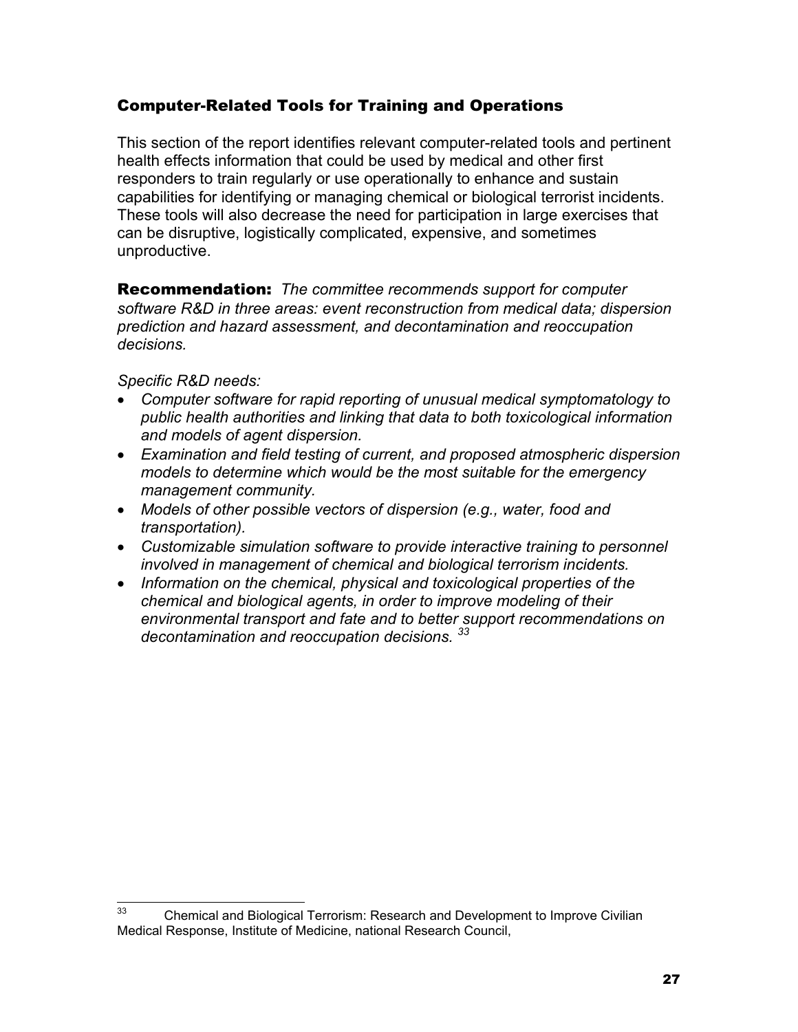## Computer-Related Tools for Training and Operations

This section of the report identifies relevant computer-related tools and pertinent health effects information that could be used by medical and other first responders to train regularly or use operationally to enhance and sustain capabilities for identifying or managing chemical or biological terrorist incidents. These tools will also decrease the need for participation in large exercises that can be disruptive, logistically complicated, expensive, and sometimes unproductive.

**Recommendation:** *The committee recommends support for computer software R&D in three areas: event reconstruction from medical data; dispersion prediction and hazard assessment, and decontamination and reoccupation decisions.*

*Specific R&D needs:*

- *Computer software for rapid reporting of unusual medical symptomatology to public health authorities and linking that data to both toxicological information and models of agent dispersion.*
- *Examination and field testing of current, and proposed atmospheric dispersion models to determine which would be the most suitable for the emergency management community.*
- *Models of other possible vectors of dispersion (e.g., water, food and transportation).*
- *Customizable simulation software to provide interactive training to personnel involved in management of chemical and biological terrorism incidents.*
- *Information on the chemical, physical and toxicological properties of the chemical and biological agents, in order to improve modeling of their environmental transport and fate and to better support recommendations on decontamination and reoccupation decisions.* [33]

---

[33] Chemical and Biological Terrorism: Research and Development to Improve Civilian Medical Response, Institute of Medicine, national Research Council,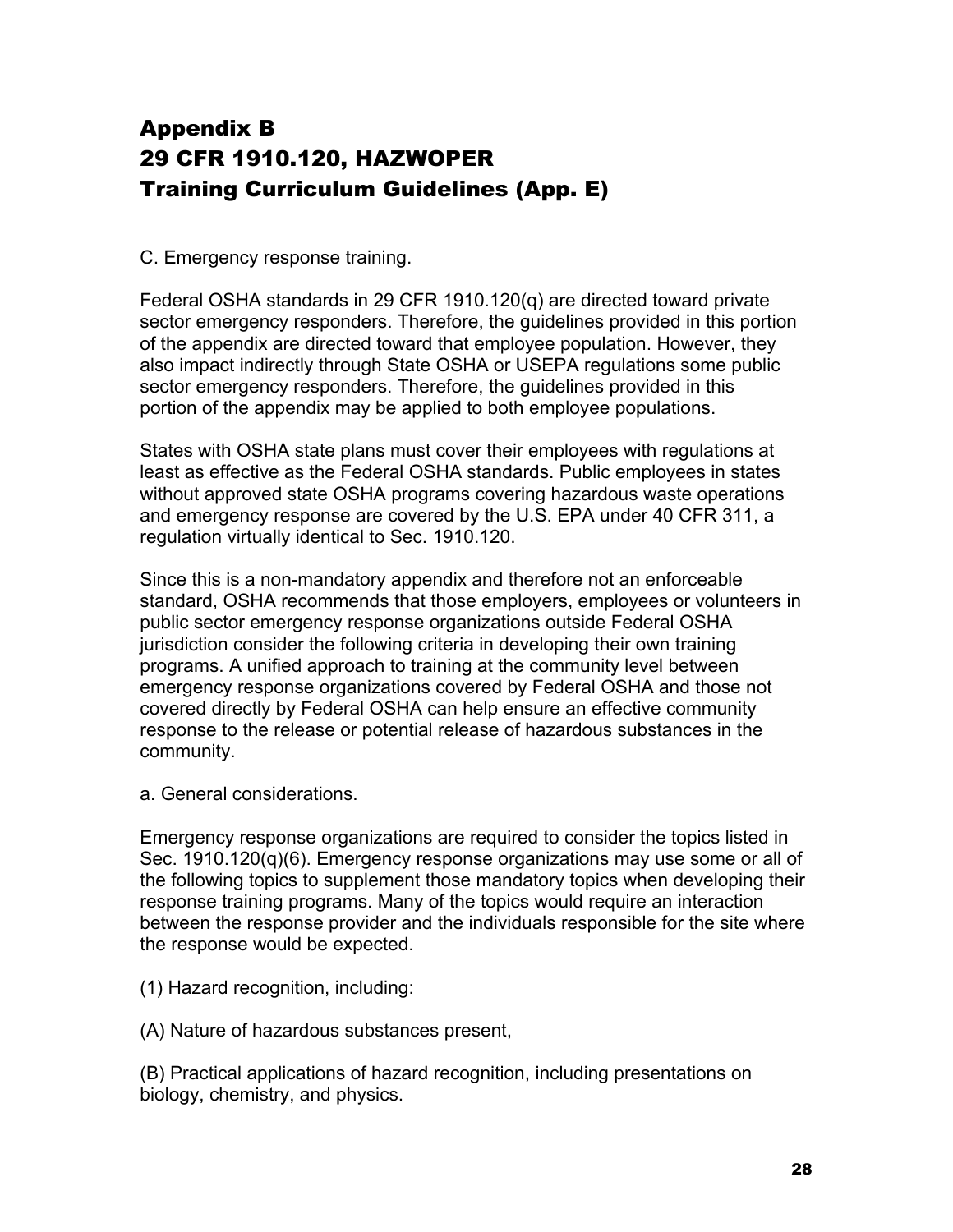# Appendix B
# 29 CFR 1910.120, HAZWOPER
# Training Curriculum Guidelines (App. E)

C. Emergency response training.

Federal OSHA standards in 29 CFR 1910.120(q) are directed toward private sector emergency responders. Therefore, the guidelines provided in this portion of the appendix are directed toward that employee population. However, they also impact indirectly through State OSHA or USEPA regulations some public sector emergency responders. Therefore, the guidelines provided in this portion of the appendix may be applied to both employee populations.

States with OSHA state plans must cover their employees with regulations at least as effective as the Federal OSHA standards. Public employees in states without approved state OSHA programs covering hazardous waste operations and emergency response are covered by the U.S. EPA under 40 CFR 311, a regulation virtually identical to Sec. 1910.120.

Since this is a non-mandatory appendix and therefore not an enforceable standard, OSHA recommends that those employers, employees or volunteers in public sector emergency response organizations outside Federal OSHA jurisdiction consider the following criteria in developing their own training programs. A unified approach to training at the community level between emergency response organizations covered by Federal OSHA and those not covered directly by Federal OSHA can help ensure an effective community response to the release or potential release of hazardous substances in the community.

a. General considerations.

Emergency response organizations are required to consider the topics listed in Sec. 1910.120(q)(6). Emergency response organizations may use some or all of the following topics to supplement those mandatory topics when developing their response training programs. Many of the topics would require an interaction between the response provider and the individuals responsible for the site where the response would be expected.

(1) Hazard recognition, including:

(A) Nature of hazardous substances present,

(B) Practical applications of hazard recognition, including presentations on biology, chemistry, and physics.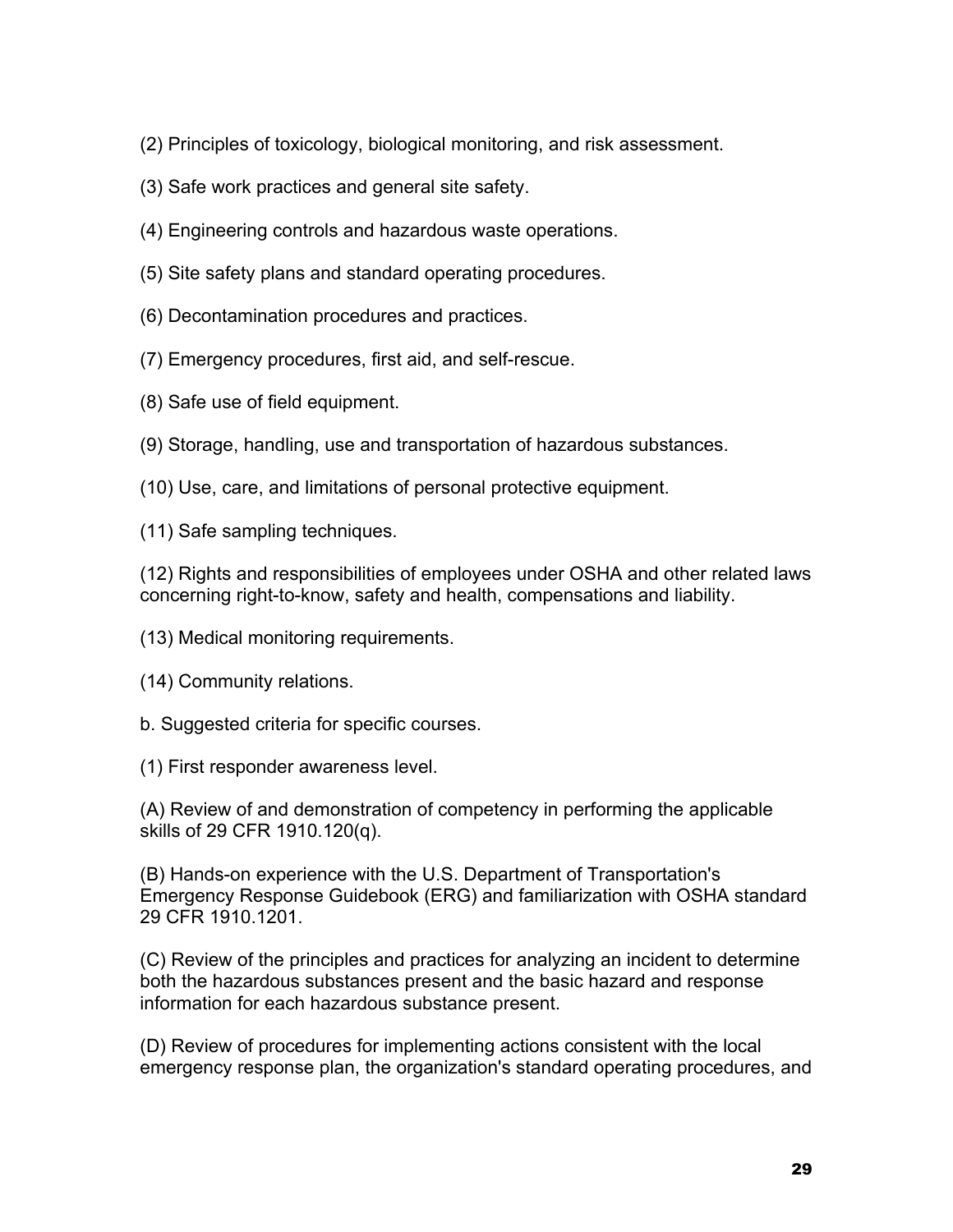(2) Principles of toxicology, biological monitoring, and risk assessment.

(3) Safe work practices and general site safety.

(4) Engineering controls and hazardous waste operations.

(5) Site safety plans and standard operating procedures.

(6) Decontamination procedures and practices.

(7) Emergency procedures, first aid, and self-rescue.

(8) Safe use of field equipment.

(9) Storage, handling, use and transportation of hazardous substances.

(10) Use, care, and limitations of personal protective equipment.

(11) Safe sampling techniques.

(12) Rights and responsibilities of employees under OSHA and other related laws concerning right-to-know, safety and health, compensations and liability.

(13) Medical monitoring requirements.

(14) Community relations.

b. Suggested criteria for specific courses.

(1) First responder awareness level.

(A) Review of and demonstration of competency in performing the applicable skills of 29 CFR 1910.120(q).

(B) Hands-on experience with the U.S. Department of Transportation's Emergency Response Guidebook (ERG) and familiarization with OSHA standard 29 CFR 1910.1201.

(C) Review of the principles and practices for analyzing an incident to determine both the hazardous substances present and the basic hazard and response information for each hazardous substance present.

(D) Review of procedures for implementing actions consistent with the local emergency response plan, the organization's standard operating procedures, and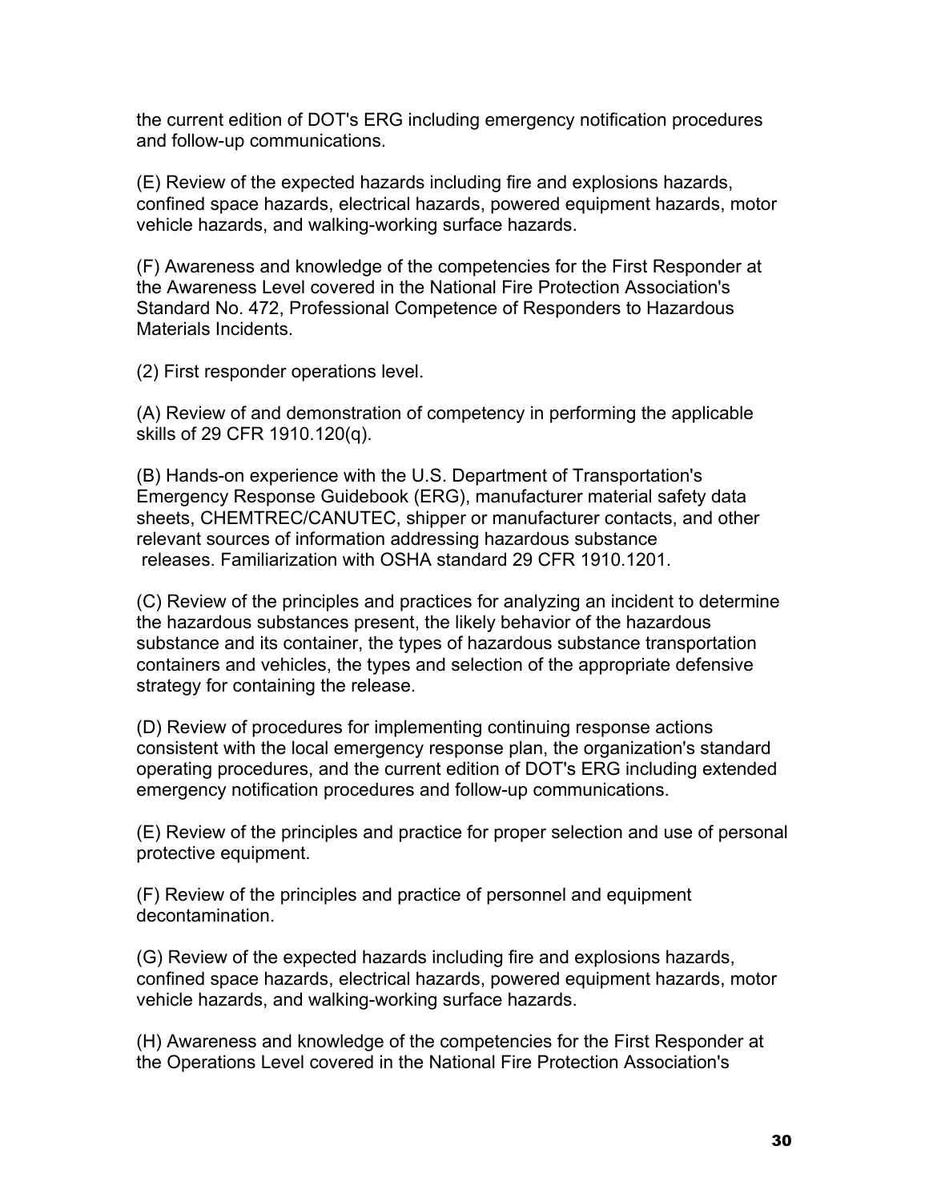the current edition of DOT's ERG including emergency notification procedures and follow-up communications.

(E) Review of the expected hazards including fire and explosions hazards, confined space hazards, electrical hazards, powered equipment hazards, motor vehicle hazards, and walking-working surface hazards.

(F) Awareness and knowledge of the competencies for the First Responder at the Awareness Level covered in the National Fire Protection Association's Standard No. 472, Professional Competence of Responders to Hazardous Materials Incidents.

(2) First responder operations level.

(A) Review of and demonstration of competency in performing the applicable skills of 29 CFR 1910.120(q).

(B) Hands-on experience with the U.S. Department of Transportation's Emergency Response Guidebook (ERG), manufacturer material safety data sheets, CHEMTREC/CANUTEC, shipper or manufacturer contacts, and other relevant sources of information addressing hazardous substance releases. Familiarization with OSHA standard 29 CFR 1910.1201.

(C) Review of the principles and practices for analyzing an incident to determine the hazardous substances present, the likely behavior of the hazardous substance and its container, the types of hazardous substance transportation containers and vehicles, the types and selection of the appropriate defensive strategy for containing the release.

(D) Review of procedures for implementing continuing response actions consistent with the local emergency response plan, the organization's standard operating procedures, and the current edition of DOT's ERG including extended emergency notification procedures and follow-up communications.

(E) Review of the principles and practice for proper selection and use of personal protective equipment.

(F) Review of the principles and practice of personnel and equipment decontamination.

(G) Review of the expected hazards including fire and explosions hazards, confined space hazards, electrical hazards, powered equipment hazards, motor vehicle hazards, and walking-working surface hazards.

(H) Awareness and knowledge of the competencies for the First Responder at the Operations Level covered in the National Fire Protection Association's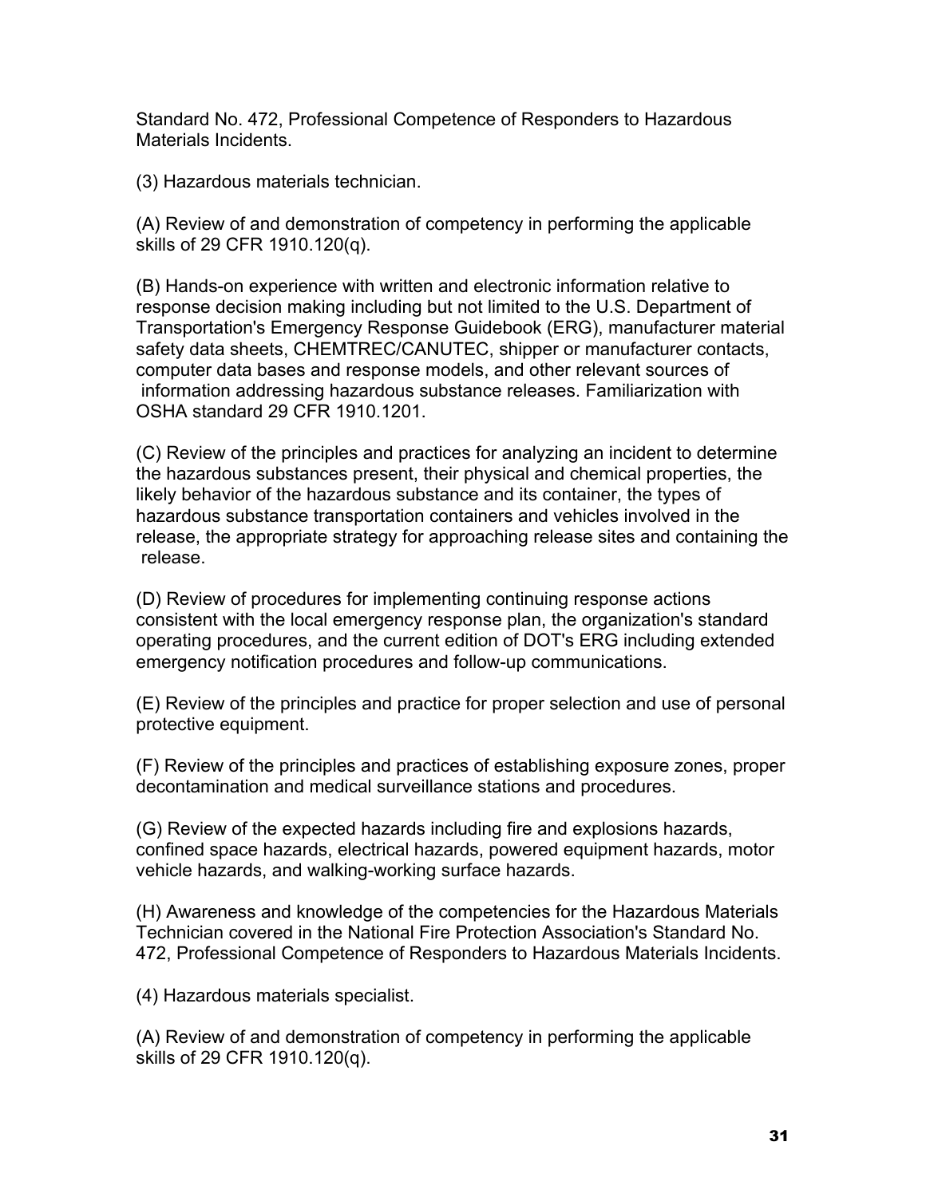Standard No. 472, Professional Competence of Responders to Hazardous Materials Incidents.

(3) Hazardous materials technician.

(A) Review of and demonstration of competency in performing the applicable skills of 29 CFR 1910.120(q).

(B) Hands-on experience with written and electronic information relative to response decision making including but not limited to the U.S. Department of Transportation's Emergency Response Guidebook (ERG), manufacturer material safety data sheets, CHEMTREC/CANUTEC, shipper or manufacturer contacts, computer data bases and response models, and other relevant sources of information addressing hazardous substance releases. Familiarization with OSHA standard 29 CFR 1910.1201.

(C) Review of the principles and practices for analyzing an incident to determine the hazardous substances present, their physical and chemical properties, the likely behavior of the hazardous substance and its container, the types of hazardous substance transportation containers and vehicles involved in the release, the appropriate strategy for approaching release sites and containing the release.

(D) Review of procedures for implementing continuing response actions consistent with the local emergency response plan, the organization's standard operating procedures, and the current edition of DOT's ERG including extended emergency notification procedures and follow-up communications.

(E) Review of the principles and practice for proper selection and use of personal protective equipment.

(F) Review of the principles and practices of establishing exposure zones, proper decontamination and medical surveillance stations and procedures.

(G) Review of the expected hazards including fire and explosions hazards, confined space hazards, electrical hazards, powered equipment hazards, motor vehicle hazards, and walking-working surface hazards.

(H) Awareness and knowledge of the competencies for the Hazardous Materials Technician covered in the National Fire Protection Association's Standard No. 472, Professional Competence of Responders to Hazardous Materials Incidents.

(4) Hazardous materials specialist.

(A) Review of and demonstration of competency in performing the applicable skills of 29 CFR 1910.120(q).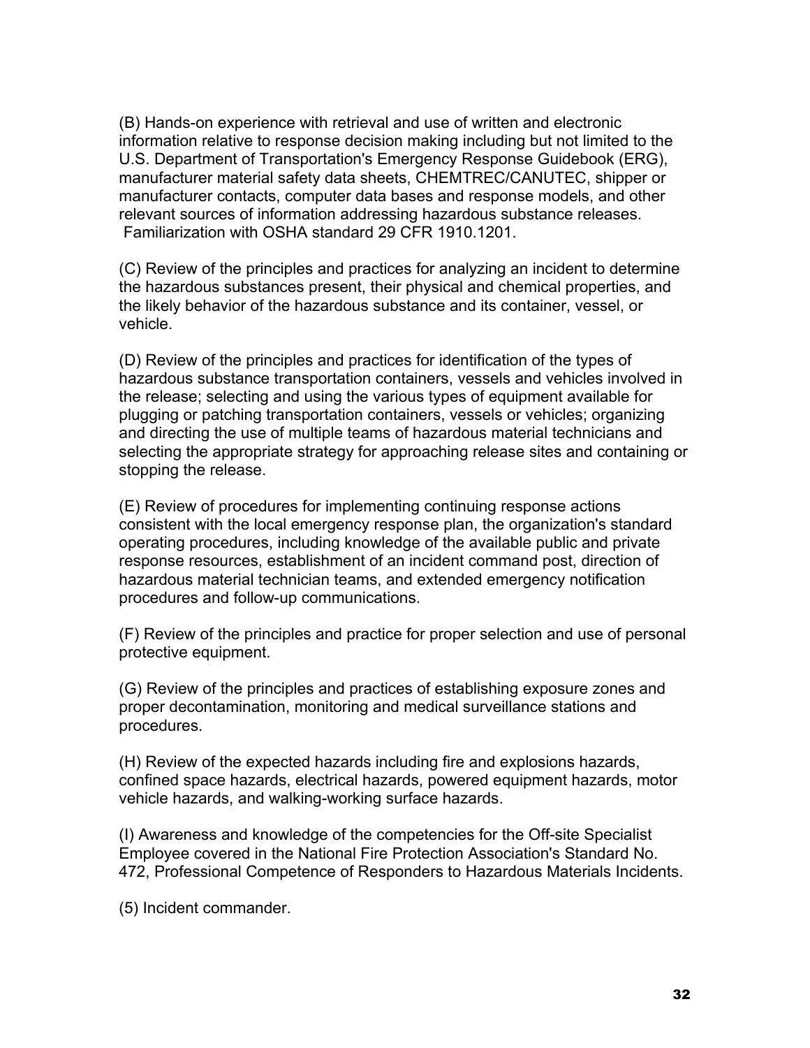(B) Hands-on experience with retrieval and use of written and electronic information relative to response decision making including but not limited to the U.S. Department of Transportation's Emergency Response Guidebook (ERG), manufacturer material safety data sheets, CHEMTREC/CANUTEC, shipper or manufacturer contacts, computer data bases and response models, and other relevant sources of information addressing hazardous substance releases. Familiarization with OSHA standard 29 CFR 1910.1201.

(C) Review of the principles and practices for analyzing an incident to determine the hazardous substances present, their physical and chemical properties, and the likely behavior of the hazardous substance and its container, vessel, or vehicle.

(D) Review of the principles and practices for identification of the types of hazardous substance transportation containers, vessels and vehicles involved in the release; selecting and using the various types of equipment available for plugging or patching transportation containers, vessels or vehicles; organizing and directing the use of multiple teams of hazardous material technicians and selecting the appropriate strategy for approaching release sites and containing or stopping the release.

(E) Review of procedures for implementing continuing response actions consistent with the local emergency response plan, the organization's standard operating procedures, including knowledge of the available public and private response resources, establishment of an incident command post, direction of hazardous material technician teams, and extended emergency notification procedures and follow-up communications.

(F) Review of the principles and practice for proper selection and use of personal protective equipment.

(G) Review of the principles and practices of establishing exposure zones and proper decontamination, monitoring and medical surveillance stations and procedures.

(H) Review of the expected hazards including fire and explosions hazards, confined space hazards, electrical hazards, powered equipment hazards, motor vehicle hazards, and walking-working surface hazards.

(I) Awareness and knowledge of the competencies for the Off-site Specialist Employee covered in the National Fire Protection Association's Standard No. 472, Professional Competence of Responders to Hazardous Materials Incidents.

(5) Incident commander.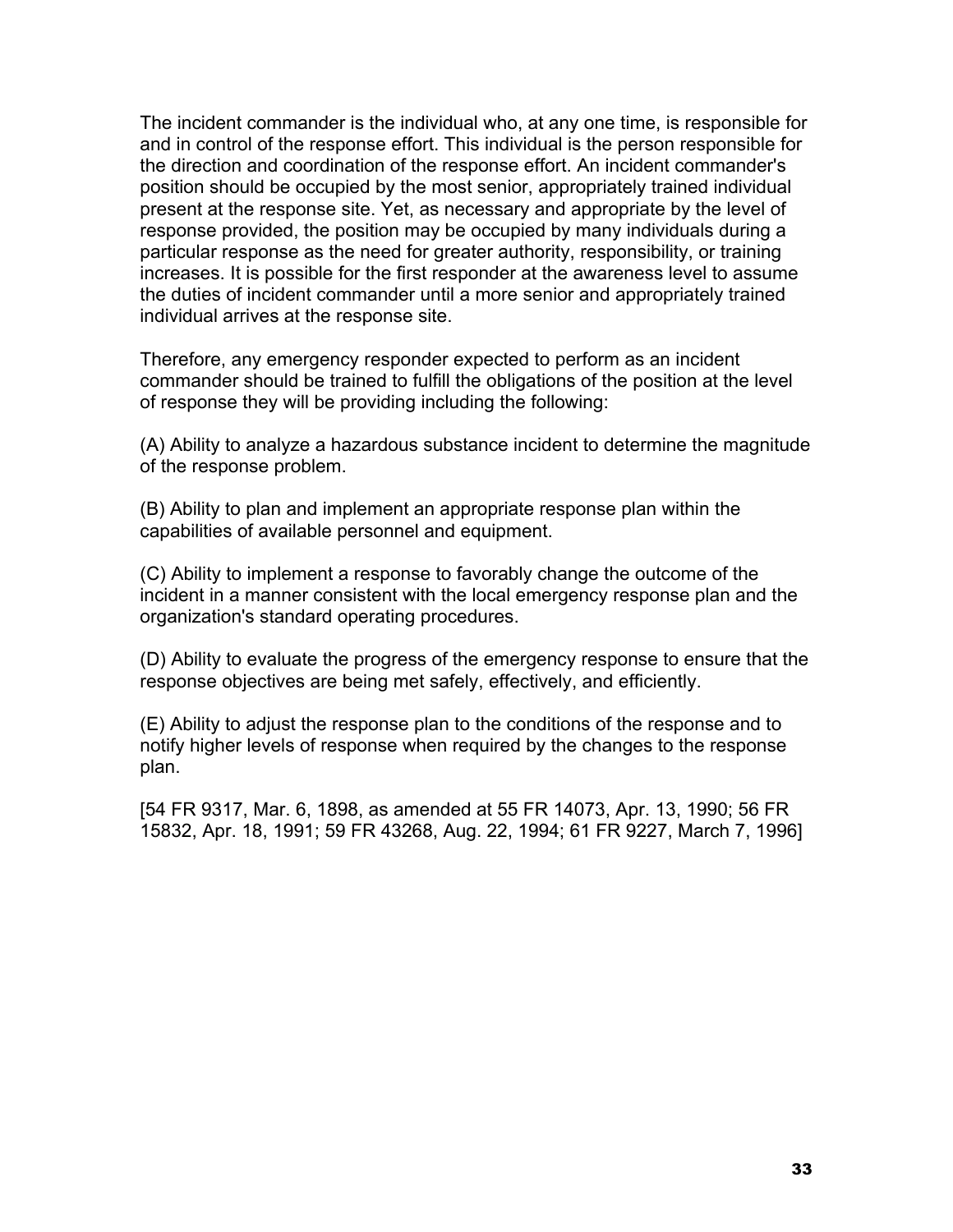The incident commander is the individual who, at any one time, is responsible for and in control of the response effort. This individual is the person responsible for the direction and coordination of the response effort. An incident commander's position should be occupied by the most senior, appropriately trained individual present at the response site. Yet, as necessary and appropriate by the level of response provided, the position may be occupied by many individuals during a particular response as the need for greater authority, responsibility, or training increases. It is possible for the first responder at the awareness level to assume the duties of incident commander until a more senior and appropriately trained individual arrives at the response site.

Therefore, any emergency responder expected to perform as an incident commander should be trained to fulfill the obligations of the position at the level of response they will be providing including the following:

(A) Ability to analyze a hazardous substance incident to determine the magnitude of the response problem.

(B) Ability to plan and implement an appropriate response plan within the capabilities of available personnel and equipment.

(C) Ability to implement a response to favorably change the outcome of the incident in a manner consistent with the local emergency response plan and the organization's standard operating procedures.

(D) Ability to evaluate the progress of the emergency response to ensure that the response objectives are being met safely, effectively, and efficiently.

(E) Ability to adjust the response plan to the conditions of the response and to notify higher levels of response when required by the changes to the response plan.

[54 FR 9317, Mar. 6, 1898, as amended at 55 FR 14073, Apr. 13, 1990; 56 FR 15832, Apr. 18, 1991; 59 FR 43268, Aug. 22, 1994; 61 FR 9227, March 7, 1996]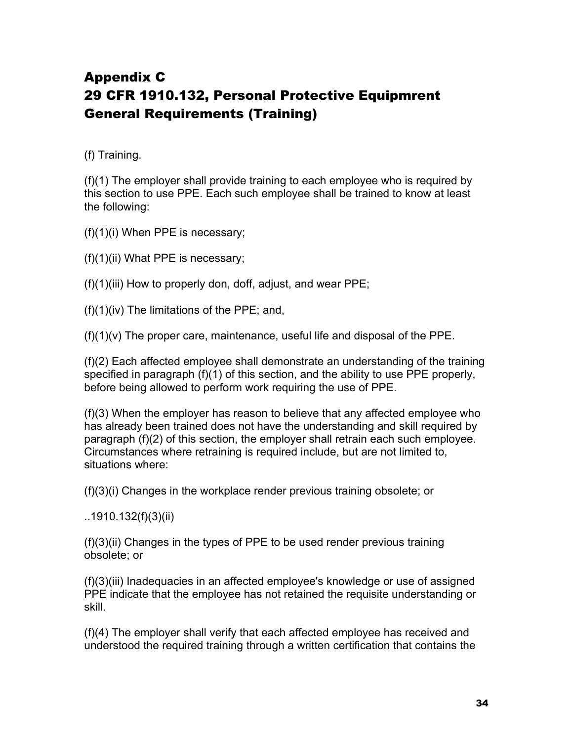# Appendix C
# 29 CFR 1910.132, Personal Protective Equipmrent General Requirements (Training)

(f) Training.

(f)(1) The employer shall provide training to each employee who is required by this section to use PPE. Each such employee shall be trained to know at least the following:

(f)(1)(i) When PPE is necessary;

(f)(1)(ii) What PPE is necessary;

(f)(1)(iii) How to properly don, doff, adjust, and wear PPE;

(f)(1)(iv) The limitations of the PPE; and,

(f)(1)(v) The proper care, maintenance, useful life and disposal of the PPE.

(f)(2) Each affected employee shall demonstrate an understanding of the training specified in paragraph (f)(1) of this section, and the ability to use PPE properly, before being allowed to perform work requiring the use of PPE.

(f)(3) When the employer has reason to believe that any affected employee who has already been trained does not have the understanding and skill required by paragraph (f)(2) of this section, the employer shall retrain each such employee. Circumstances where retraining is required include, but are not limited to, situations where:

(f)(3)(i) Changes in the workplace render previous training obsolete; or

..1910.132(f)(3)(ii)

(f)(3)(ii) Changes in the types of PPE to be used render previous training obsolete; or

(f)(3)(iii) Inadequacies in an affected employee's knowledge or use of assigned PPE indicate that the employee has not retained the requisite understanding or skill.

(f)(4) The employer shall verify that each affected employee has received and understood the required training through a written certification that contains the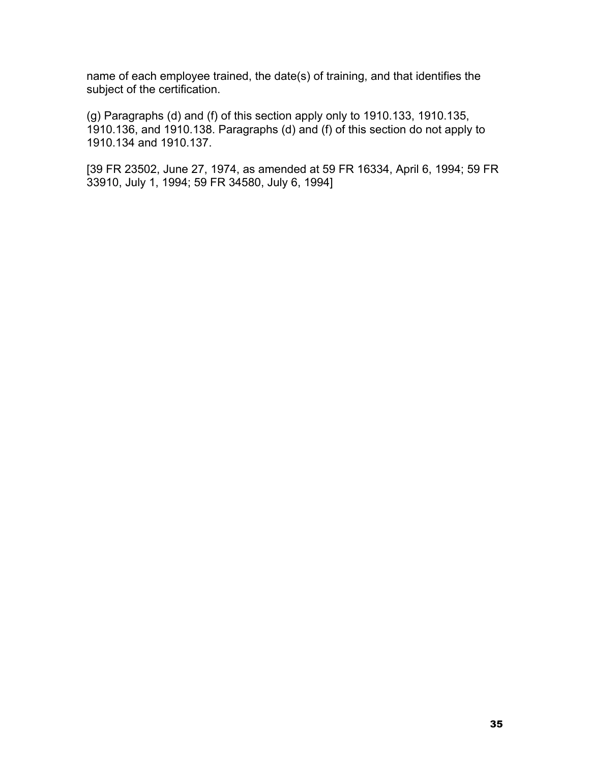name of each employee trained, the date(s) of training, and that identifies the subject of the certification.

(g) Paragraphs (d) and (f) of this section apply only to 1910.133, 1910.135, 1910.136, and 1910.138. Paragraphs (d) and (f) of this section do not apply to 1910.134 and 1910.137.

[39 FR 23502, June 27, 1974, as amended at 59 FR 16334, April 6, 1994; 59 FR 33910, July 1, 1994; 59 FR 34580, July 6, 1994]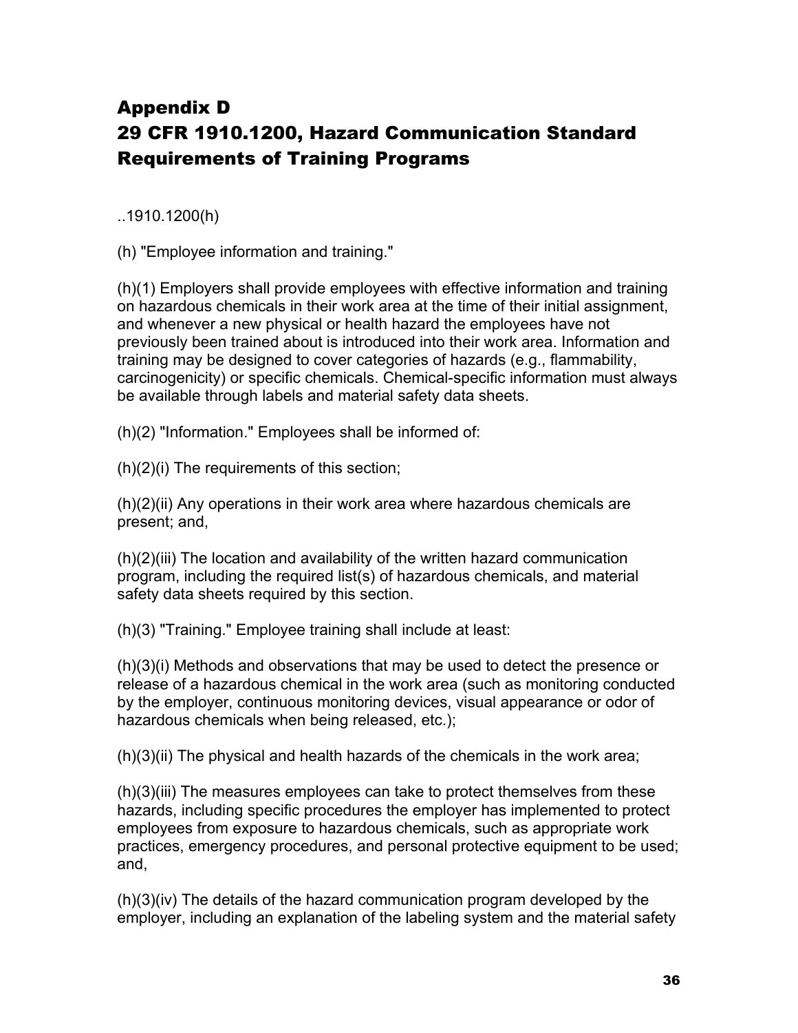# Appendix D
# 29 CFR 1910.1200, Hazard Communication Standard Requirements of Training Programs

..1910.1200(h)

(h) "Employee information and training."

(h)(1) Employers shall provide employees with effective information and training on hazardous chemicals in their work area at the time of their initial assignment, and whenever a new physical or health hazard the employees have not previously been trained about is introduced into their work area. Information and training may be designed to cover categories of hazards (e.g., flammability, carcinogenicity) or specific chemicals. Chemical-specific information must always be available through labels and material safety data sheets.

(h)(2) "Information." Employees shall be informed of:

(h)(2)(i) The requirements of this section;

(h)(2)(ii) Any operations in their work area where hazardous chemicals are present; and,

(h)(2)(iii) The location and availability of the written hazard communication program, including the required list(s) of hazardous chemicals, and material safety data sheets required by this section.

(h)(3) "Training." Employee training shall include at least:

(h)(3)(i) Methods and observations that may be used to detect the presence or release of a hazardous chemical in the work area (such as monitoring conducted by the employer, continuous monitoring devices, visual appearance or odor of hazardous chemicals when being released, etc.);

(h)(3)(ii) The physical and health hazards of the chemicals in the work area;

(h)(3)(iii) The measures employees can take to protect themselves from these hazards, including specific procedures the employer has implemented to protect employees from exposure to hazardous chemicals, such as appropriate work practices, emergency procedures, and personal protective equipment to be used; and,

(h)(3)(iv) The details of the hazard communication program developed by the employer, including an explanation of the labeling system and the material safety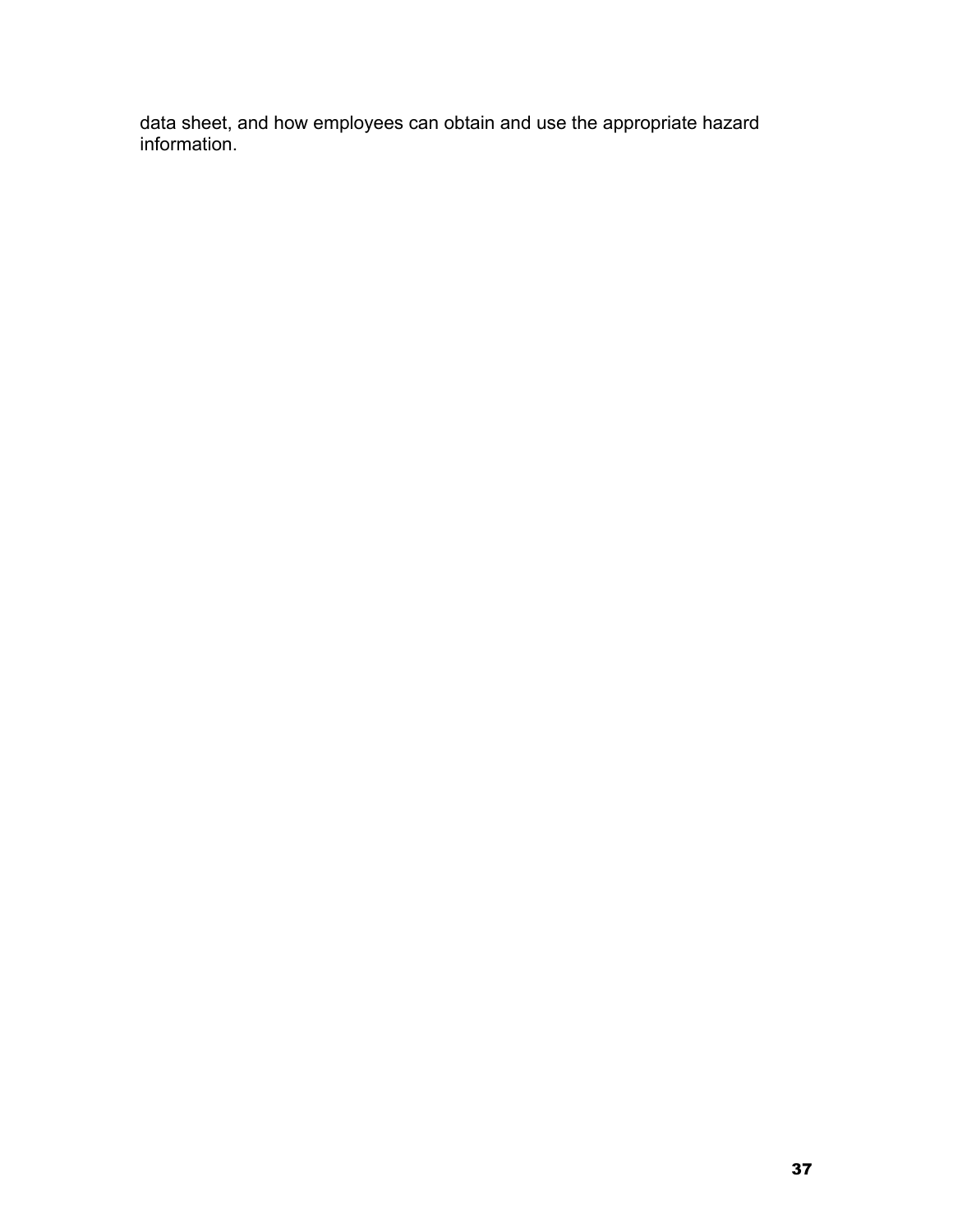data sheet, and how employees can obtain and use the appropriate hazard information.